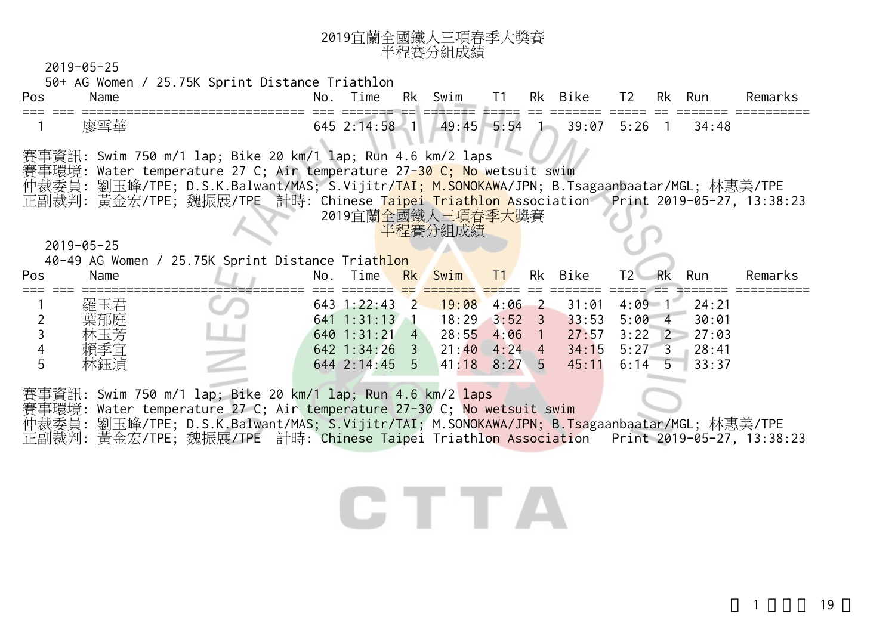# 2019宜蘭全國鐵人三項春季大獎賽
## 半程賽分組成績

2019-05-25

50+ AG Women / 25.75K Sprint Distance Triathlon

| Pos | | Name | No. | Time | Rk | Swim | T1 | Rk | Bike | T2 | Rk | Run | Remarks |
|---|---|---|---|---|---|---|---|---|---|---|---|---|---|
| 1 | | 廖雪華 | 645 | 2:14:58 | 1 | 49:45 | 5:54 | 1 | 39:07 | 5:26 | 1 | 34:48 | |

賽事資訊: Swim 750 m/1 lap; Bike 20 km/1 lap; Run 4.6 km/2 laps
賽事環境: Water temperature 27 C; Air temperature 27-30 C; No wetsuit swim
仲裁委員: 劉玉峰/TPE; D.S.K.Balwant/MAS; S.Vijitr/TAI; M.SONOKAWA/JPN; B.Tsagaanbaatar/MGL; 林惠美/TPE
正副裁判: 黃金宏/TPE; 魏振展/TPE 計時: Chinese Taipei Triathlon Association Print 2019-05-27, 13:38:23

# 2019宜蘭全國鐵人三項春季大獎賽
## 半程賽分組成績

2019-05-25

40-49 AG Women / 25.75K Sprint Distance Triathlon

| Pos | | Name | No. | Time | Rk | Swim | T1 | Rk | Bike | T2 | Rk | Run | Remarks |
|---|---|---|---|---|---|---|---|---|---|---|---|---|---|
| 1 | | 羅玉君 | 643 | 1:22:43 | 2 | 19:08 | 4:06 | 2 | 31:01 | 4:09 | 1 | 24:21 | |
| 2 | | 葉郁庭 | 641 | 1:31:13 | 1 | 18:29 | 3:52 | 3 | 33:53 | 5:00 | 4 | 30:01 | |
| 3 | | 林玉芳 | 640 | 1:31:21 | 4 | 28:55 | 4:06 | 1 | 27:57 | 3:22 | 2 | 27:03 | |
| 4 | | 賴季宜 | 642 | 1:34:26 | 3 | 21:40 | 4:24 | 4 | 34:15 | 5:27 | 3 | 28:41 | |
| 5 | | 林鈺湞 | 644 | 2:14:45 | 5 | 41:18 | 8:27 | 5 | 45:11 | 6:14 | 5 | 33:37 | |

賽事資訊: Swim 750 m/1 lap; Bike 20 km/1 lap; Run 4.6 km/2 laps
賽事環境: Water temperature 27 C; Air temperature 27-30 C; No wetsuit swim
仲裁委員: 劉玉峰/TPE; D.S.K.Balwant/MAS; S.Vijitr/TAI; M.SONOKAWA/JPN; B.Tsagaanbaatar/MGL; 林惠美/TPE
正副裁判: 黃金宏/TPE; 魏振展/TPE 計時: Chinese Taipei Triathlon Association Print 2019-05-27, 13:38:23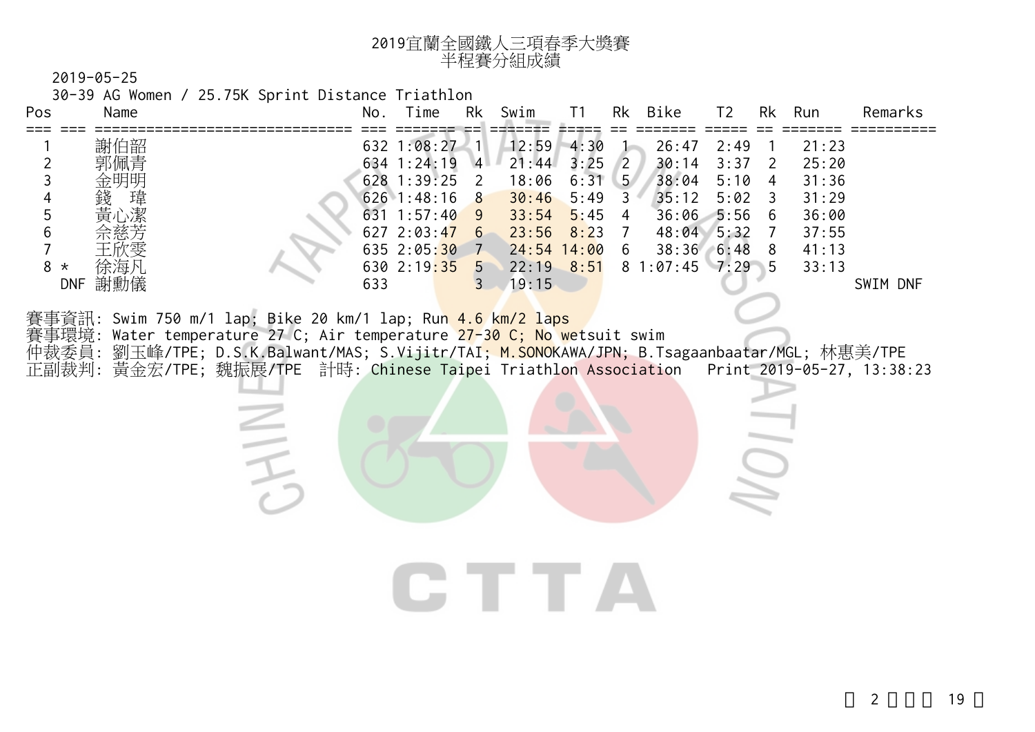# 2019宜蘭全國鐵人三項春季大獎賽
## 半程賽分組成績

2019-05-25

30-39 AG Women / 25.75K Sprint Distance Triathlon

| Pos | | Name | No. | Time | Rk | Swim | T1 | Rk | Bike | T2 | Rk | Run | Remarks |
|---|---|---|---|---|---|---|---|---|---|---|---|---|---|
| 1 | | 謝伯韶 | 632 | 1:08:27 | 1 | 12:59 | 4:30 | 1 | 26:47 | 2:49 | 1 | 21:23 | |
| 2 | | 郭佩青 | 634 | 1:24:19 | 4 | 21:44 | 3:25 | 2 | 30:14 | 3:37 | 2 | 25:20 | |
| 3 | | 金明明 | 628 | 1:39:25 | 2 | 18:06 | 6:31 | 5 | 38:04 | 5:10 | 4 | 31:36 | |
| 4 | | 錢 瑋 | 626 | 1:48:16 | 8 | 30:46 | 5:49 | 3 | 35:12 | 5:02 | 3 | 31:29 | |
| 5 | | 黃心潔 | 631 | 1:57:40 | 9 | 33:54 | 5:45 | 4 | 36:06 | 5:56 | 6 | 36:00 | |
| 6 | | 佘慈芳 | 627 | 2:03:47 | 6 | 23:56 | 8:23 | 7 | 48:04 | 5:32 | 7 | 37:55 | |
| 7 | | 王欣雯 | 635 | 2:05:30 | 7 | 24:54 | 14:00 | 6 | 38:36 | 6:48 | 8 | 41:13 | |
| 8 | * | 徐海凡 | 630 | 2:19:35 | 5 | 22:19 | 8:51 | 8 | 1:07:45 | 7:29 | 5 | 33:13 | |
| | DNF | 謝勳儀 | 633 | | 3 | 19:15 | | | | | | | SWIM DNF |

賽事資訊: Swim 750 m/1 lap; Bike 20 km/1 lap; Run 4.6 km/2 laps
賽事環境: Water temperature 27 C; Air temperature 27-30 C; No wetsuit swim
仲裁委員: 劉玉峰/TPE; D.S.K.Balwant/MAS; S.Vijitr/TAI; M.SONOKAWA/JPN; B.Tsagaanbaatar/MGL; 林惠美/TPE
正副裁判: 黃金宏/TPE; 魏振展/TPE 計時: Chinese Taipei Triathlon Association Print 2019-05-27, 13:38:23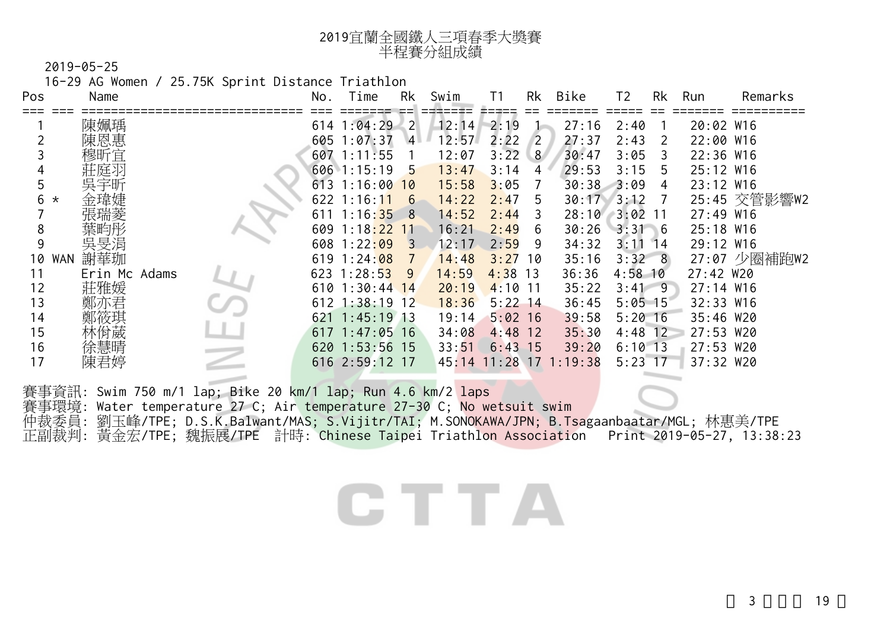# 2019宜蘭全國鐵人三項春季大獎賽
## 半程賽分組成績

2019-05-25

16-29 AG Women / 25.75K Sprint Distance Triathlon

| Pos | | Name | No. | Time | Rk | Swim | T1 | Rk | Bike | T2 | Rk | Run | Remarks |
|---|---|---|---|---|---|---|---|---|---|---|---|---|---|
| 1 | | 陳姵瑀 | 614 | 1:04:29 | 2 | 12:14 | 2:19 | 1 | 27:16 | 2:40 | 1 | 20:02 | W16 |
| 2 | | 陳恩惠 | 605 | 1:07:37 | 4 | 12:57 | 2:22 | 2 | 27:37 | 2:43 | 2 | 22:00 | W16 |
| 3 | | 穆昕宜 | 607 | 1:11:55 | 1 | 12:07 | 3:22 | 8 | 30:47 | 3:05 | 3 | 22:36 | W16 |
| 4 | | 莊庭羽 | 606 | 1:15:19 | 5 | 13:47 | 3:14 | 4 | 29:53 | 3:15 | 5 | 25:12 | W16 |
| 5 | | 吳宇昕 | 613 | 1:16:00 | 10 | 15:58 | 3:05 | 7 | 30:38 | 3:09 | 4 | 23:12 | W16 |
| 6 | * | 金瑋婕 | 622 | 1:16:11 | 6 | 14:22 | 2:47 | 5 | 30:17 | 3:12 | 7 | 25:45 | 交管影響W2 |
| 7 | | 張瑞菱 | 611 | 1:16:35 | 8 | 14:52 | 2:44 | 3 | 28:10 | 3:02 | 11 | 27:49 | W16 |
| 8 | | 葉昀彤 | 609 | 1:18:22 | 11 | 16:21 | 2:49 | 6 | 30:26 | 3:31 | 6 | 25:18 | W16 |
| 9 | | 吳旻涓 | 608 | 1:22:09 | 3 | 12:17 | 2:59 | 9 | 34:32 | 3:11 | 14 | 29:12 | W16 |
| 10 | WAN | 謝華珈 | 619 | 1:24:08 | 7 | 14:48 | 3:27 | 10 | 35:16 | 3:32 | 8 | 27:07 | 少圈補跑W2 |
| 11 | | Erin Mc Adams | 623 | 1:28:53 | 9 | 14:59 | 4:38 | 13 | 36:36 | 4:58 | 10 | 27:42 | W20 |
| 12 | | 莊雅媛 | 610 | 1:30:44 | 14 | 20:19 | 4:10 | 11 | 35:22 | 3:41 | 9 | 27:14 | W16 |
| 13 | | 鄭亦君 | 612 | 1:38:19 | 12 | 18:36 | 5:22 | 14 | 36:45 | 5:05 | 15 | 32:33 | W16 |
| 14 | | 鄭筱琪 | 621 | 1:45:19 | 13 | 19:14 | 5:02 | 16 | 39:58 | 5:20 | 16 | 35:46 | W20 |
| 15 | | 林佾葳 | 617 | 1:47:05 | 16 | 34:08 | 4:48 | 12 | 35:30 | 4:48 | 12 | 27:53 | W20 |
| 16 | | 徐慧晴 | 620 | 1:53:56 | 15 | 33:51 | 6:43 | 15 | 39:20 | 6:10 | 13 | 27:53 | W20 |
| 17 | | 陳君婷 | 616 | 2:59:12 | 17 | 45:14 | 11:28 | 17 | 1:19:38 | 5:23 | 17 | 37:32 | W20 |

賽事資訊: Swim 750 m/1 lap; Bike 20 km/1 lap; Run 4.6 km/2 laps
賽事環境: Water temperature 27 C; Air temperature 27-30 C; No wetsuit swim
仲裁委員: 劉玉峰/TPE; D.S.K.Balwant/MAS; S.Vijitr/TAI; M.SONOKAWA/JPN; B.Tsagaanbaatar/MGL; 林惠美/TPE
正副裁判: 黃金宏/TPE; 魏振展/TPE 計時: Chinese Taipei Triathlon Association Print 2019-05-27, 13:38:23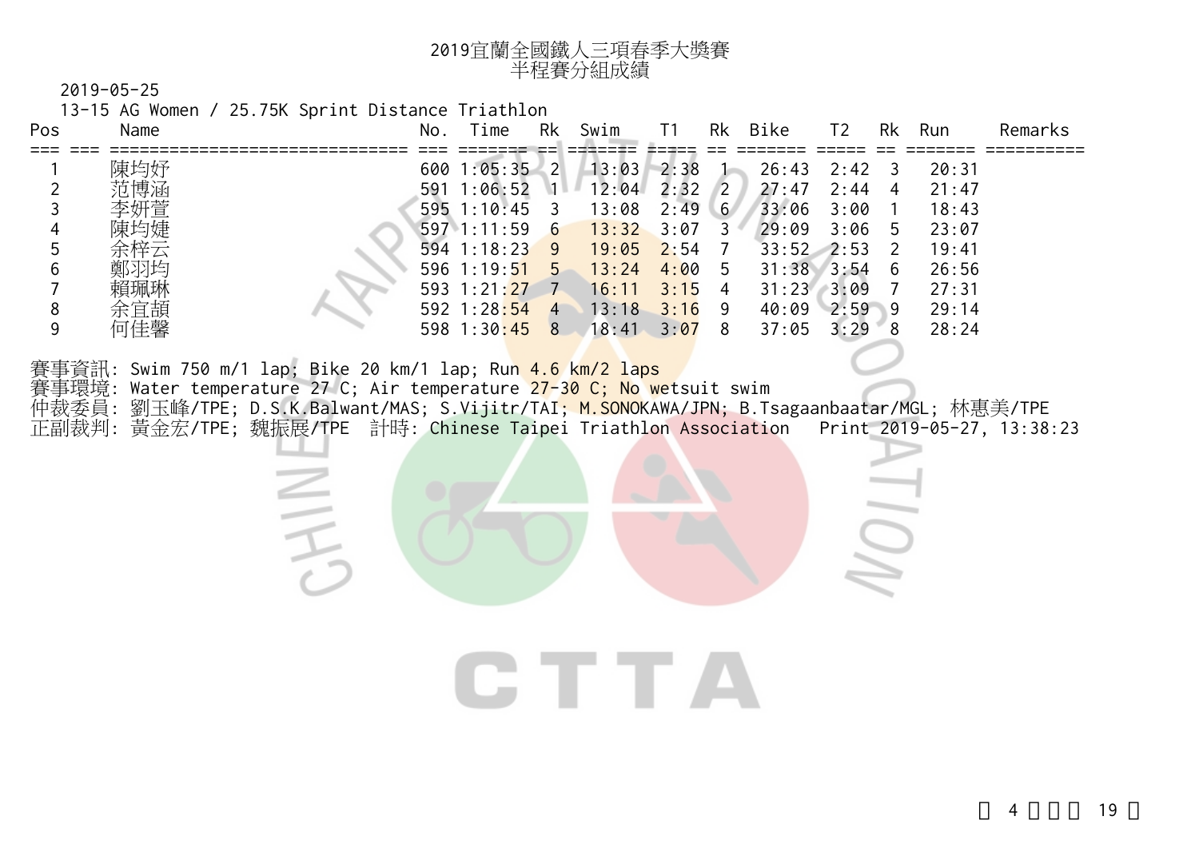# 2019宜蘭全國鐵人三項春季大獎賽
## 半程賽分組成績

2019-05-25

13-15 AG Women / 25.75K Sprint Distance Triathlon

| Pos | | Name | No. | Time | Rk | Swim | T1 | Rk | Bike | T2 | Rk | Run | Remarks |
|---|---|---|---|---|---|---|---|---|---|---|---|---|---|
| 1 | | 陳均妤 | 600 | 1:05:35 | 2 | 13:03 | 2:38 | 1 | 26:43 | 2:42 | 3 | 20:31 | |
| 2 | | 范博涵 | 591 | 1:06:52 | 1 | 12:04 | 2:32 | 2 | 27:47 | 2:44 | 4 | 21:47 | |
| 3 | | 李姸萱 | 595 | 1:10:45 | 3 | 13:08 | 2:49 | 6 | 33:06 | 3:00 | 1 | 18:43 | |
| 4 | | 陳均婕 | 597 | 1:11:59 | 6 | 13:32 | 3:07 | 3 | 29:09 | 3:06 | 5 | 23:07 | |
| 5 | | 余梓云 | 594 | 1:18:23 | 9 | 19:05 | 2:54 | 7 | 33:52 | 2:53 | 2 | 19:41 | |
| 6 | | 鄭羽均 | 596 | 1:19:51 | 5 | 13:24 | 4:00 | 5 | 31:38 | 3:54 | 6 | 26:56 | |
| 7 | | 賴珮琳 | 593 | 1:21:27 | 7 | 16:11 | 3:15 | 4 | 31:23 | 3:09 | 7 | 27:31 | |
| 8 | | 余宜頡 | 592 | 1:28:54 | 4 | 13:18 | 3:16 | 9 | 40:09 | 2:59 | 9 | 29:14 | |
| 9 | | 何佳馨 | 598 | 1:30:45 | 8 | 18:41 | 3:07 | 8 | 37:05 | 3:29 | 8 | 28:24 | |

賽事資訊: Swim 750 m/1 lap; Bike 20 km/1 lap; Run 4.6 km/2 laps

賽事環境: Water temperature 27 C; Air temperature 27-30 C; No wetsuit swim

仲裁委員: 劉玉峰/TPE; D.S.K.Balwant/MAS; S.Vijitr/TAI; M.SONOKAWA/JPN; B.Tsagaanbaatar/MGL; 林惠美/TPE

正副裁判: 黃金宏/TPE; 魏振展/TPE　計時: Chinese Taipei Triathlon Association　Print 2019-05-27, 13:38:23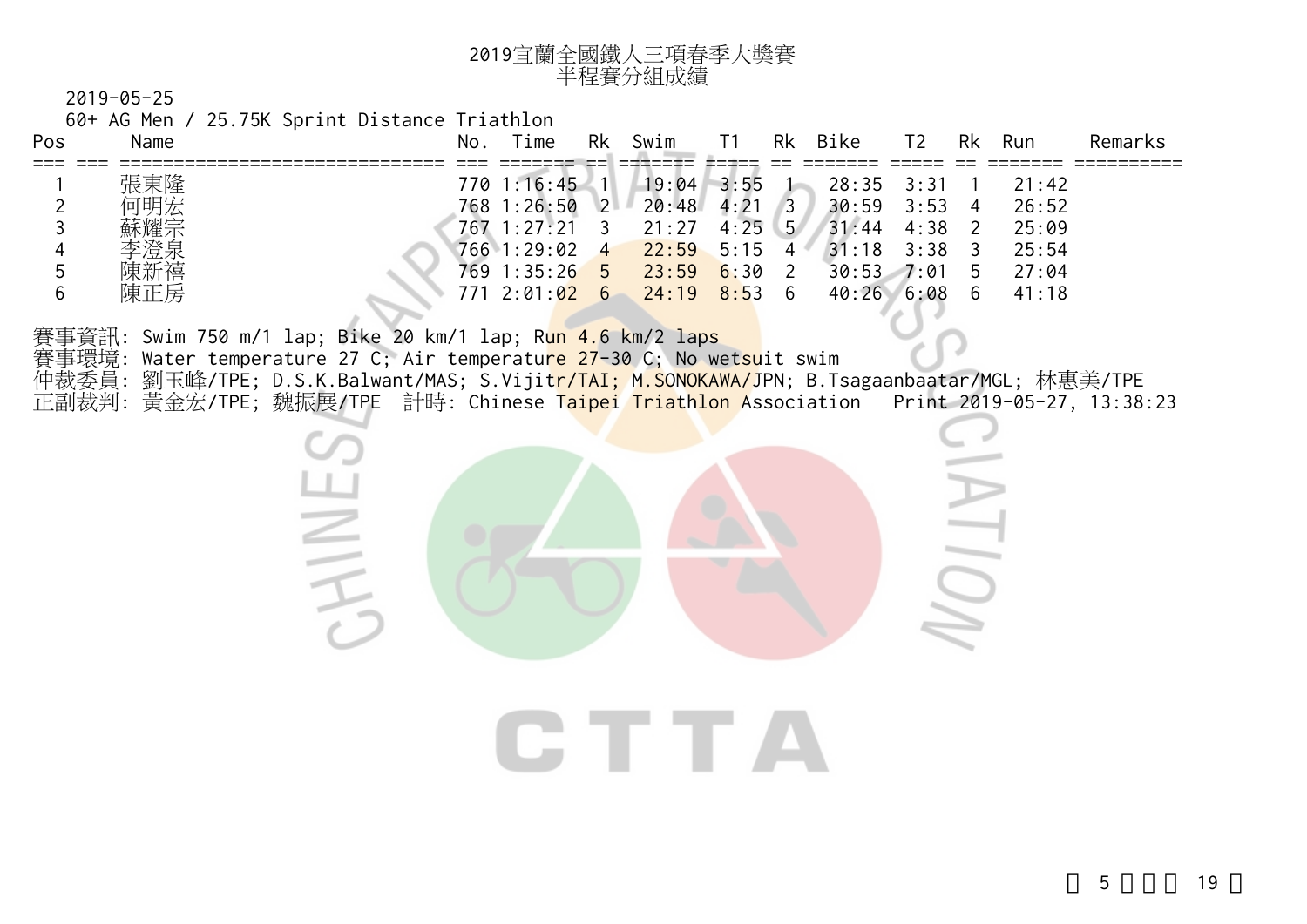# 2019宜蘭全國鐵人三項春季大獎賽
## 半程賽分組成績

2019-05-25

60+ AG Men / 25.75K Sprint Distance Triathlon

| Pos | Name | No. | Time | Rk | Swim | T1 | Rk | Bike | T2 | Rk | Run | Remarks |
|---|---|---|---|---|---|---|---|---|---|---|---|---|
| 1 | 張東隆 | 770 | 1:16:45 | 1 | 19:04 | 3:55 | 1 | 28:35 | 3:31 | 1 | 21:42 | |
| 2 | 何明宏 | 768 | 1:26:50 | 2 | 20:48 | 4:21 | 3 | 30:59 | 3:53 | 4 | 26:52 | |
| 3 | 蘇耀宗 | 767 | 1:27:21 | 3 | 21:27 | 4:25 | 5 | 31:44 | 4:38 | 2 | 25:09 | |
| 4 | 李澄泉 | 766 | 1:29:02 | 4 | 22:59 | 5:15 | 4 | 31:18 | 3:38 | 3 | 25:54 | |
| 5 | 陳新禧 | 769 | 1:35:26 | 5 | 23:59 | 6:30 | 2 | 30:53 | 7:01 | 5 | 27:04 | |
| 6 | 陳正房 | 771 | 2:01:02 | 6 | 24:19 | 8:53 | 6 | 40:26 | 6:08 | 6 | 41:18 | |

賽事資訊: Swim 750 m/1 lap; Bike 20 km/1 lap; Run 4.6 km/2 laps

賽事環境: Water temperature 27 C; Air temperature 27-30 C; No wetsuit swim

仲裁委員: 劉玉峰/TPE; D.S.K.Balwant/MAS; S.Vijitr/TAI; M.SONOKAWA/JPN; B.Tsagaanbaatar/MGL; 林惠美/TPE

正副裁判: 黃金宏/TPE; 魏振展/TPE　計時: Chinese Taipei Triathlon Association　Print 2019-05-27, 13:38:23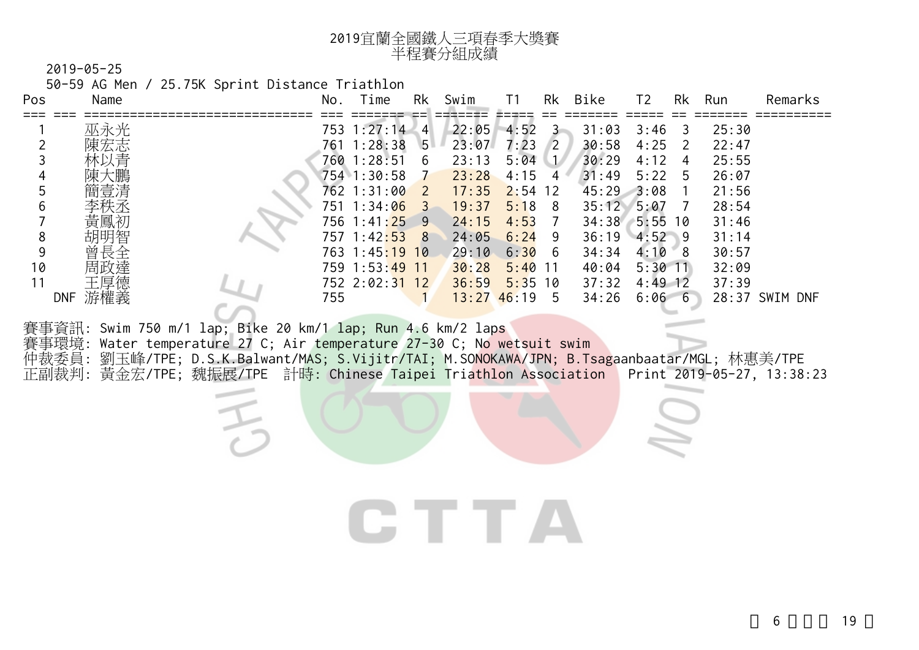# 2019宜蘭全國鐵人三項春季大獎賽
## 半程賽分組成績

2019-05-25

50-59 AG Men / 25.75K Sprint Distance Triathlon

| Pos | | Name | No. | Time | Rk | Swim | T1 | Rk | Bike | T2 | Rk | Run | Remarks |
|---|---|---|---|---|---|---|---|---|---|---|---|---|---|
| 1 | | 巫永光 | 753 | 1:27:14 | 4 | 22:05 | 4:52 | 3 | 31:03 | 3:46 | 3 | 25:30 | |
| 2 | | 陳宏志 | 761 | 1:28:38 | 5 | 23:07 | 7:23 | 2 | 30:58 | 4:25 | 2 | 22:47 | |
| 3 | | 林以青 | 760 | 1:28:51 | 6 | 23:13 | 5:04 | 1 | 30:29 | 4:12 | 4 | 25:55 | |
| 4 | | 陳大鵬 | 754 | 1:30:58 | 7 | 23:28 | 4:15 | 4 | 31:49 | 5:22 | 5 | 26:07 | |
| 5 | | 簡壹清 | 762 | 1:31:00 | 2 | 17:35 | 2:54 | 12 | 45:29 | 3:08 | 1 | 21:56 | |
| 6 | | 李秩丞 | 751 | 1:34:06 | 3 | 19:37 | 5:18 | 8 | 35:12 | 5:07 | 7 | 28:54 | |
| 7 | | 黃鳳初 | 756 | 1:41:25 | 9 | 24:15 | 4:53 | 7 | 34:38 | 5:55 | 10 | 31:46 | |
| 8 | | 胡明智 | 757 | 1:42:53 | 8 | 24:05 | 6:24 | 9 | 36:19 | 4:52 | 9 | 31:14 | |
| 9 | | 曾長全 | 763 | 1:45:19 | 10 | 29:10 | 6:30 | 6 | 34:34 | 4:10 | 8 | 30:57 | |
| 10 | | 周政達 | 759 | 1:53:49 | 11 | 30:28 | 5:40 | 11 | 40:04 | 5:30 | 11 | 32:09 | |
| 11 | | 王厚德 | 752 | 2:02:31 | 12 | 36:59 | 5:35 | 10 | 37:32 | 4:49 | 12 | 37:39 | |
| | DNF | 游權義 | 755 | | 1 | 13:27 | 46:19 | 5 | 34:26 | 6:06 | 6 | 28:37 | SWIM DNF |

賽事資訊: Swim 750 m/1 lap; Bike 20 km/1 lap; Run 4.6 km/2 laps
賽事環境: Water temperature 27 C; Air temperature 27-30 C; No wetsuit swim
仲裁委員: 劉玉峰/TPE; D.S.K.Balwant/MAS; S.Vijitr/TAI; M.SONOKAWA/JPN; B.Tsagaanbaatar/MGL; 林惠美/TPE
正副裁判: 黃金宏/TPE; 魏振展/TPE 計時: Chinese Taipei Triathlon Association Print 2019-05-27, 13:38:23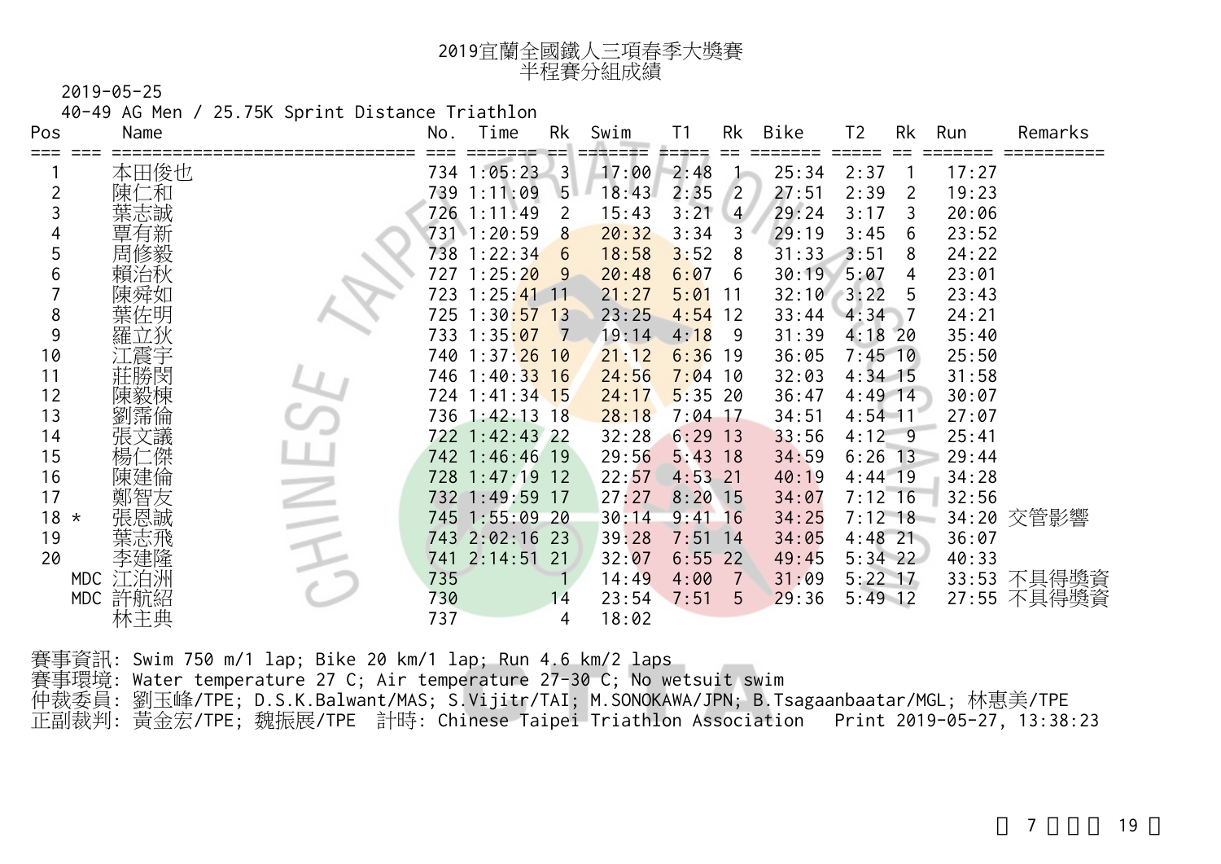# 2019宜蘭全國鐵人三項春季大獎賽
## 半程賽分組成績

2019-05-25

40-49 AG Men / 25.75K Sprint Distance Triathlon

| Pos | | Name | No. | Time | Rk | Swim | T1 | Rk | Bike | T2 | Rk | Run | Remarks |
|---|---|---|---|---|---|---|---|---|---|---|---|---|---|
| 1 | | 本田俊也 | 734 | 1:05:23 | 3 | 17:00 | 2:48 | 1 | 25:34 | 2:37 | 1 | 17:27 | |
| 2 | | 陳仁和 | 739 | 1:11:09 | 5 | 18:43 | 2:35 | 2 | 27:51 | 2:39 | 2 | 19:23 | |
| 3 | | 葉志誠 | 726 | 1:11:49 | 2 | 15:43 | 3:21 | 4 | 29:24 | 3:17 | 3 | 20:06 | |
| 4 | | 覃有新 | 731 | 1:20:59 | 8 | 20:32 | 3:34 | 3 | 29:19 | 3:45 | 6 | 23:52 | |
| 5 | | 周修毅 | 738 | 1:22:34 | 6 | 18:58 | 3:52 | 8 | 31:33 | 3:51 | 8 | 24:22 | |
| 6 | | 賴治秋 | 727 | 1:25:20 | 9 | 20:48 | 6:07 | 6 | 30:19 | 5:07 | 4 | 23:01 | |
| 7 | | 陳舜如 | 723 | 1:25:41 | 11 | 21:27 | 5:01 | 11 | 32:10 | 3:22 | 5 | 23:43 | |
| 8 | | 葉佐明 | 725 | 1:30:57 | 13 | 23:25 | 4:54 | 12 | 33:44 | 4:34 | 7 | 24:21 | |
| 9 | | 羅立狄 | 733 | 1:35:07 | 7 | 19:14 | 4:18 | 9 | 31:39 | 4:18 | 20 | 35:40 | |
| 10 | | 江震宇 | 740 | 1:37:26 | 10 | 21:12 | 6:36 | 19 | 36:05 | 7:45 | 10 | 25:50 | |
| 11 | | 莊勝閔 | 746 | 1:40:33 | 16 | 24:56 | 7:04 | 10 | 32:03 | 4:34 | 15 | 31:58 | |
| 12 | | 陳毅棟 | 724 | 1:41:34 | 15 | 24:17 | 5:35 | 20 | 36:47 | 4:49 | 14 | 30:07 | |
| 13 | | 劉霈倫 | 736 | 1:42:13 | 18 | 28:18 | 7:04 | 17 | 34:51 | 4:54 | 11 | 27:07 | |
| 14 | | 張文議 | 722 | 1:42:43 | 22 | 32:28 | 6:29 | 13 | 33:56 | 4:12 | 9 | 25:41 | |
| 15 | | 楊仁傑 | 742 | 1:46:46 | 19 | 29:56 | 5:43 | 18 | 34:59 | 6:26 | 13 | 29:44 | |
| 16 | | 陳建倫 | 728 | 1:47:19 | 12 | 22:57 | 4:53 | 21 | 40:19 | 4:44 | 19 | 34:28 | |
| 17 | | 鄭智友 | 732 | 1:49:59 | 17 | 27:27 | 8:20 | 15 | 34:07 | 7:12 | 16 | 32:56 | |
| 18 | * | 張恩誠 | 745 | 1:55:09 | 20 | 30:14 | 9:41 | 16 | 34:25 | 7:12 | 18 | 34:20 | 交管影響 |
| 19 | | 葉志飛 | 743 | 2:02:16 | 23 | 39:28 | 7:51 | 14 | 34:05 | 4:48 | 21 | 36:07 | |
| 20 | | 李建隆 | 741 | 2:14:51 | 21 | 32:07 | 6:55 | 22 | 49:45 | 5:34 | 22 | 40:33 | |
| | MDC | 江泊洲 | 735 | | 1 | 14:49 | 4:00 | 7 | 31:09 | 5:22 | 17 | 33:53 | 不具得獎資 |
| | MDC | 許航紹 | 730 | | 14 | 23:54 | 7:51 | 5 | 29:36 | 5:49 | 12 | 27:55 | 不具得獎資 |
| | | 林主典 | 737 | | 4 | 18:02 | | | | | | | |

賽事資訊: Swim 750 m/1 lap; Bike 20 km/1 lap; Run 4.6 km/2 laps

賽事環境: Water temperature 27 C; Air temperature 27-30 C; No wetsuit swim

仲裁委員: 劉玉峰/TPE; D.S.K.Balwant/MAS; S.Vijitr/TAI; M.SONOKAWA/JPN; B.Tsagaanbaatar/MGL; 林惠美/TPE

正副裁判: 黃金宏/TPE; 魏振展/TPE 計時: Chinese Taipei Triathlon Association Print 2019-05-27, 13:38:23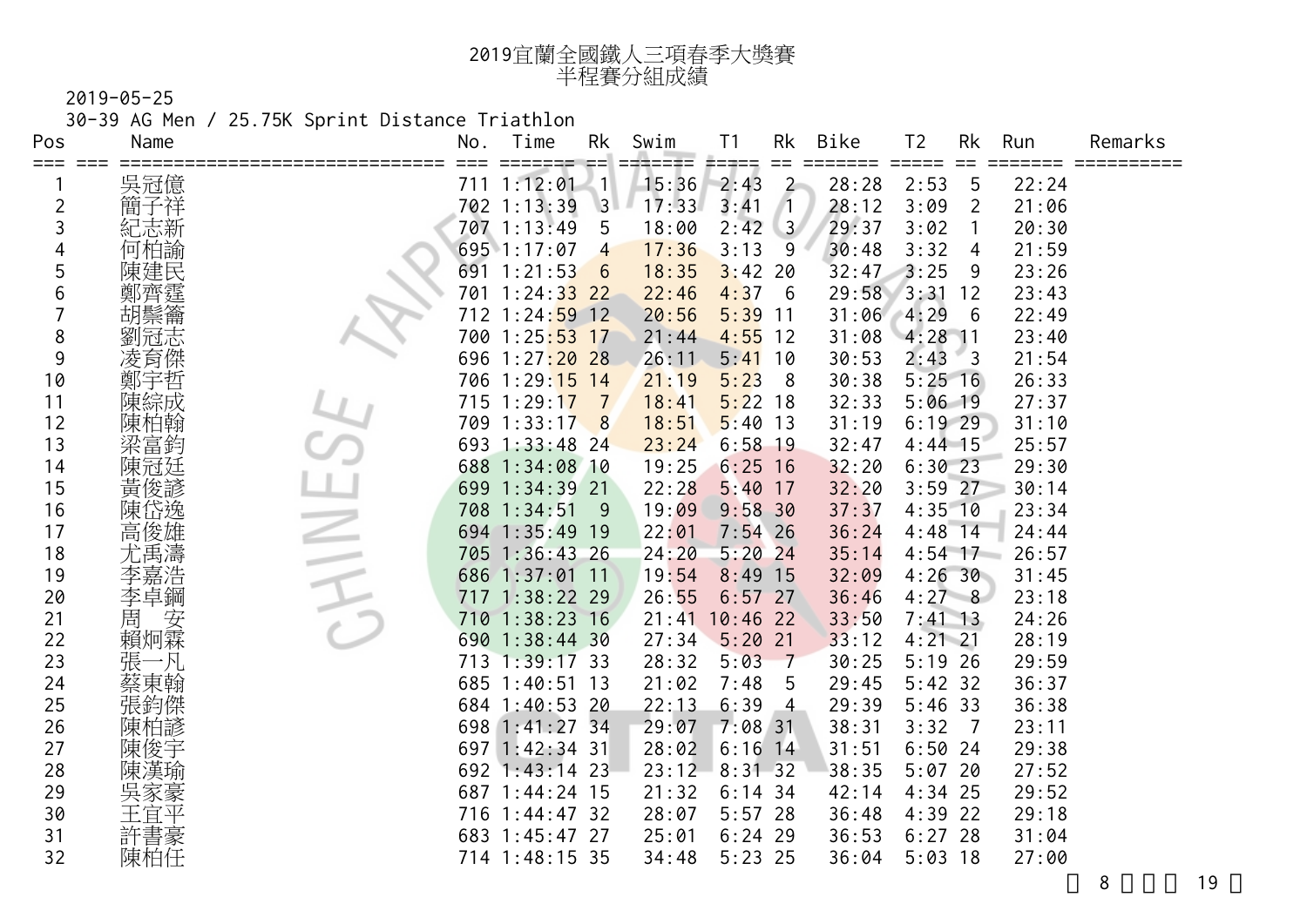# 2019宜蘭全國鐵人三項春季大獎賽
## 半程賽分組成績

2019-05-25

30-39 AG Men / 25.75K Sprint Distance Triathlon

| Pos | Name | No. | Time | Rk | Swim | T1 | Rk | Bike | T2 | Rk | Run | Remarks |
|---|---|---|---|---|---|---|---|---|---|---|---|---|
| 1 | 吳冠億 | 711 | 1:12:01 | 1 | 15:36 | 2:43 | 2 | 28:28 | 2:53 | 5 | 22:24 | |
| 2 | 簡子祥 | 702 | 1:13:39 | 3 | 17:33 | 3:41 | 1 | 28:12 | 3:09 | 2 | 21:06 | |
| 3 | 紀志新 | 707 | 1:13:49 | 5 | 18:00 | 2:42 | 3 | 29:37 | 3:02 | 1 | 20:30 | |
| 4 | 何柏諭 | 695 | 1:17:07 | 4 | 17:36 | 3:13 | 9 | 30:48 | 3:32 | 4 | 21:59 | |
| 5 | 陳建民 | 691 | 1:21:53 | 6 | 18:35 | 3:42 | 20 | 32:47 | 3:25 | 9 | 23:26 | |
| 6 | 鄭齊霆 | 701 | 1:24:33 | 22 | 22:46 | 4:37 | 6 | 29:58 | 3:31 | 12 | 23:43 | |
| 7 | 胡鬃籥 | 712 | 1:24:59 | 12 | 20:56 | 5:39 | 11 | 31:06 | 4:29 | 6 | 22:49 | |
| 8 | 劉冠志 | 700 | 1:25:53 | 17 | 21:44 | 4:55 | 12 | 31:08 | 4:28 | 11 | 23:40 | |
| 9 | 凌育傑 | 696 | 1:27:20 | 28 | 26:11 | 5:41 | 10 | 30:53 | 2:43 | 3 | 21:54 | |
| 10 | 鄭宇哲 | 706 | 1:29:15 | 14 | 21:19 | 5:23 | 8 | 30:38 | 5:25 | 16 | 26:33 | |
| 11 | 陳綜成 | 715 | 1:29:17 | 7 | 18:41 | 5:22 | 18 | 32:33 | 5:06 | 19 | 27:37 | |
| 12 | 陳柏翰 | 709 | 1:33:17 | 8 | 18:51 | 5:40 | 13 | 31:19 | 6:19 | 29 | 31:10 | |
| 13 | 梁富鈞 | 693 | 1:33:48 | 24 | 23:24 | 6:58 | 19 | 32:47 | 4:44 | 15 | 25:57 | |
| 14 | 陳冠廷 | 688 | 1:34:08 | 10 | 19:25 | 6:25 | 16 | 32:20 | 6:30 | 23 | 29:30 | |
| 15 | 黃俊諺 | 699 | 1:34:39 | 21 | 22:28 | 5:40 | 17 | 32:20 | 3:59 | 27 | 30:14 | |
| 16 | 陳岱逸 | 708 | 1:34:51 | 9 | 19:09 | 9:58 | 30 | 37:37 | 4:35 | 10 | 23:34 | |
| 17 | 高俊雄 | 694 | 1:35:49 | 19 | 22:01 | 7:54 | 26 | 36:24 | 4:48 | 14 | 24:44 | |
| 18 | 尤禹濤 | 705 | 1:36:43 | 26 | 24:20 | 5:20 | 24 | 35:14 | 4:54 | 17 | 26:57 | |
| 19 | 李嘉浩 | 686 | 1:37:01 | 11 | 19:54 | 8:49 | 15 | 32:09 | 4:26 | 30 | 31:45 | |
| 20 | 李卓鋼 | 717 | 1:38:22 | 29 | 26:55 | 6:57 | 27 | 36:46 | 4:27 | 8 | 23:18 | |
| 21 | 周　安 | 710 | 1:38:23 | 16 | 21:41 | 10:46 | 22 | 33:50 | 7:41 | 13 | 24:26 | |
| 22 | 賴炯霖 | 690 | 1:38:44 | 30 | 27:34 | 5:20 | 21 | 33:12 | 4:21 | 21 | 28:19 | |
| 23 | 張一凡 | 713 | 1:39:17 | 33 | 28:32 | 5:03 | 7 | 30:25 | 5:19 | 26 | 29:59 | |
| 24 | 蔡東翰 | 685 | 1:40:51 | 13 | 21:02 | 7:48 | 5 | 29:45 | 5:42 | 32 | 36:37 | |
| 25 | 張鈞傑 | 684 | 1:40:53 | 20 | 22:13 | 6:39 | 4 | 29:39 | 5:46 | 33 | 36:38 | |
| 26 | 陳柏諺 | 698 | 1:41:27 | 34 | 29:07 | 7:08 | 31 | 38:31 | 3:32 | 7 | 23:11 | |
| 27 | 陳俊宇 | 697 | 1:42:34 | 31 | 28:02 | 6:16 | 14 | 31:51 | 6:50 | 24 | 29:38 | |
| 28 | 陳漢瑜 | 692 | 1:43:14 | 23 | 23:12 | 8:31 | 32 | 38:35 | 5:07 | 20 | 27:52 | |
| 29 | 吳家豪 | 687 | 1:44:24 | 15 | 21:32 | 6:14 | 34 | 42:14 | 4:34 | 25 | 29:52 | |
| 30 | 王宜平 | 716 | 1:44:47 | 32 | 28:07 | 5:57 | 28 | 36:48 | 4:39 | 22 | 29:18 | |
| 31 | 許書豪 | 683 | 1:45:47 | 27 | 25:01 | 6:24 | 29 | 36:53 | 6:27 | 28 | 31:04 | |
| 32 | 陳柏任 | 714 | 1:48:15 | 35 | 34:48 | 5:23 | 25 | 36:04 | 5:03 | 18 | 27:00 | |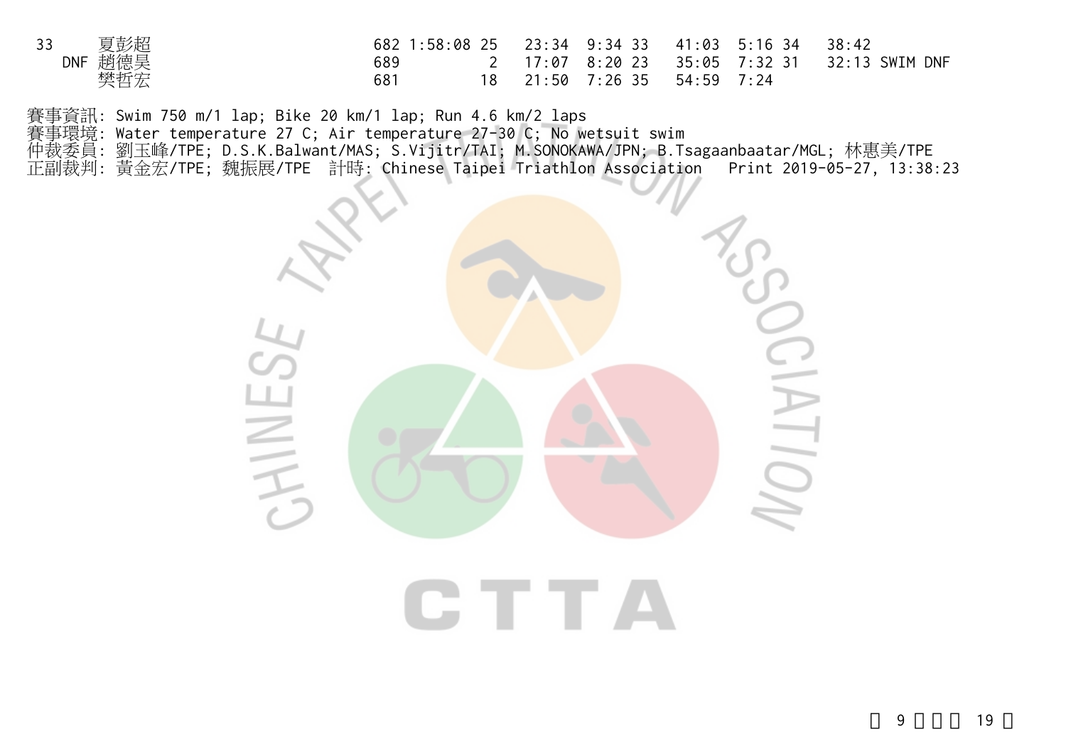| Rank | Name | No. | Total | | Swim | | | Bike | | | Run | |
|---|---|---|---|---|---|---|---|---|---|---|---|---|
| 33 | 夏彭超 | 682 | 1:58:08 | 25 | 23:34 | 9:34 | 33 | 41:03 | 5:16 | 34 | 38:42 | |
| DNF | 趙德昊 | 689 | | 2 | 17:07 | 8:20 | 23 | 35:05 | 7:32 | 31 | 32:13 | SWIM DNF |
| | 樊哲宏 | 681 | | 18 | 21:50 | 7:26 | 35 | 54:59 | 7:24 | | | |

賽事資訊: Swim 750 m/1 lap; Bike 20 km/1 lap; Run 4.6 km/2 laps
賽事環境: Water temperature 27 C; Air temperature 27-30 C; No wetsuit swim
仲裁委員: 劉玉峰/TPE; D.S.K.Balwant/MAS; S.Vijitr/TAI; M.SONOKAWA/JPN; B.Tsagaanbaatar/MGL; 林惠美/TPE
正副裁判: 黃金宏/TPE; 魏振展/TPE 計時: Chinese Taipei Triathlon Association Print 2019-05-27, 13:38:23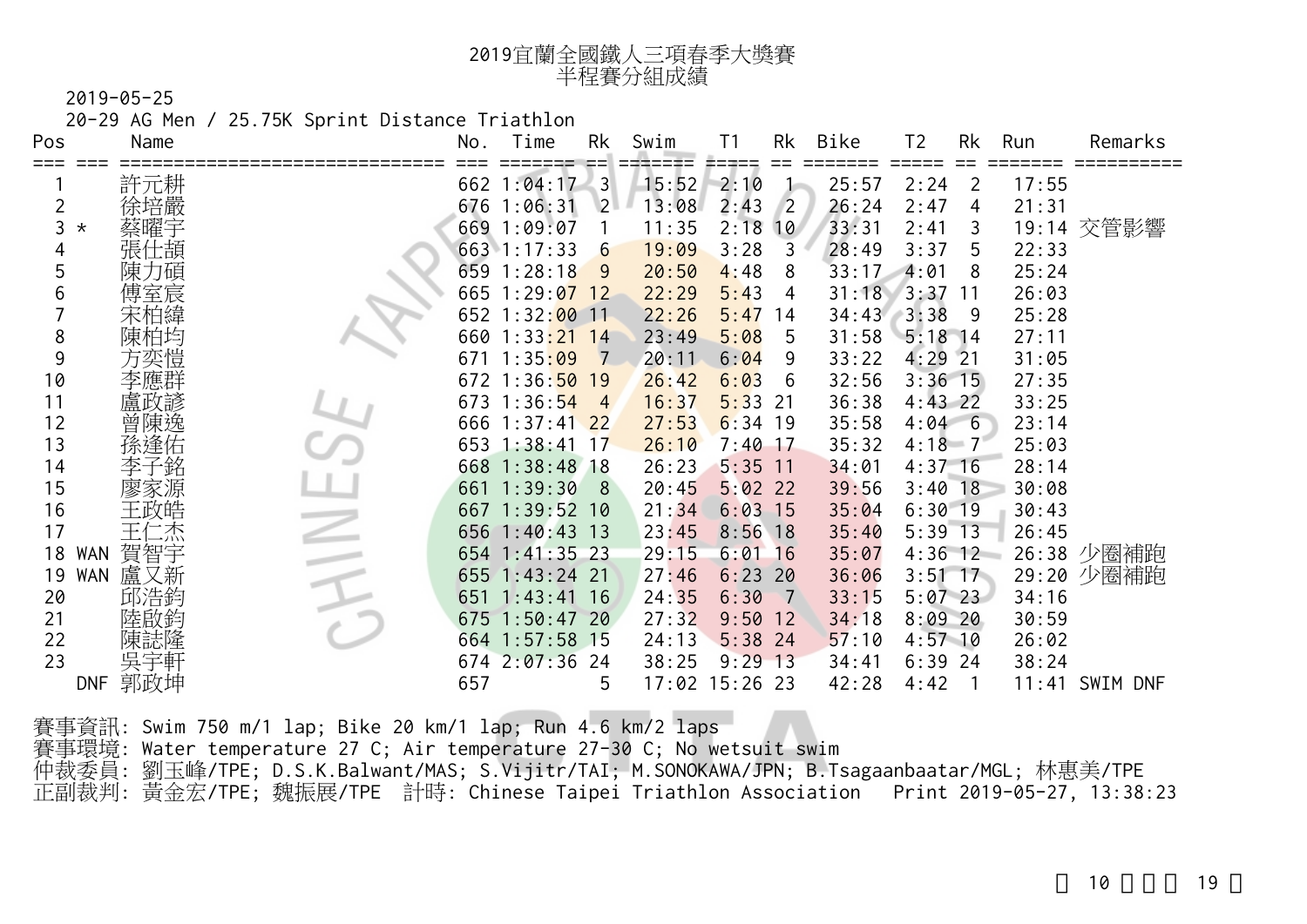# 2019宜蘭全國鐵人三項春季大獎賽
## 半程賽分組成績

2019-05-25

20-29 AG Men / 25.75K Sprint Distance Triathlon

| Pos | | Name | No. | Time | Rk | Swim | T1 | Rk | Bike | T2 | Rk | Run | Remarks |
|---|---|---|---|---|---|---|---|---|---|---|---|---|---|
| 1 | | 許元耕 | 662 | 1:04:17 | 3 | 15:52 | 2:10 | 1 | 25:57 | 2:24 | 2 | 17:55 | |
| 2 | | 徐培嚴 | 676 | 1:06:31 | 2 | 13:08 | 2:43 | 2 | 26:24 | 2:47 | 4 | 21:31 | |
| 3 | * | 蔡曜宇 | 669 | 1:09:07 | 1 | 11:35 | 2:18 | 10 | 33:31 | 2:41 | 3 | 19:14 | 交管影響 |
| 4 | | 張仕頡 | 663 | 1:17:33 | 6 | 19:09 | 3:28 | 3 | 28:49 | 3:37 | 5 | 22:33 | |
| 5 | | 陳力碩 | 659 | 1:28:18 | 9 | 20:50 | 4:48 | 8 | 33:17 | 4:01 | 8 | 25:24 | |
| 6 | | 傅室宸 | 665 | 1:29:07 | 12 | 22:29 | 5:43 | 4 | 31:18 | 3:37 | 11 | 26:03 | |
| 7 | | 宋柏緯 | 652 | 1:32:00 | 11 | 22:26 | 5:47 | 14 | 34:43 | 3:38 | 9 | 25:28 | |
| 8 | | 陳柏均 | 660 | 1:33:21 | 14 | 23:49 | 5:08 | 5 | 31:58 | 5:18 | 14 | 27:11 | |
| 9 | | 方奕愷 | 671 | 1:35:09 | 7 | 20:11 | 6:04 | 9 | 33:22 | 4:29 | 21 | 31:05 | |
| 10 | | 李應群 | 672 | 1:36:50 | 19 | 26:42 | 6:03 | 6 | 32:56 | 3:36 | 15 | 27:35 | |
| 11 | | 盧政諺 | 673 | 1:36:54 | 4 | 16:37 | 5:33 | 21 | 36:38 | 4:43 | 22 | 33:25 | |
| 12 | | 曾陳逸 | 666 | 1:37:41 | 22 | 27:53 | 6:34 | 19 | 35:58 | 4:04 | 6 | 23:14 | |
| 13 | | 孫逢佑 | 653 | 1:38:41 | 17 | 26:10 | 7:40 | 17 | 35:32 | 4:18 | 7 | 25:03 | |
| 14 | | 李子銘 | 668 | 1:38:48 | 18 | 26:23 | 5:35 | 11 | 34:01 | 4:37 | 16 | 28:14 | |
| 15 | | 廖家源 | 661 | 1:39:30 | 8 | 20:45 | 5:02 | 22 | 39:56 | 3:40 | 18 | 30:08 | |
| 16 | | 王政皓 | 667 | 1:39:52 | 10 | 21:34 | 6:03 | 15 | 35:04 | 6:30 | 19 | 30:43 | |
| 17 | | 王仁杰 | 656 | 1:40:43 | 13 | 23:45 | 8:56 | 18 | 35:40 | 5:39 | 13 | 26:45 | |
| 18 | WAN | 賀智宇 | 654 | 1:41:35 | 23 | 29:15 | 6:01 | 16 | 35:07 | 4:36 | 12 | 26:38 | 少圈補跑 |
| 19 | WAN | 盧又新 | 655 | 1:43:24 | 21 | 27:46 | 6:23 | 20 | 36:06 | 3:51 | 17 | 29:20 | 少圈補跑 |
| 20 | | 邱浩鈞 | 651 | 1:43:41 | 16 | 24:35 | 6:30 | 7 | 33:15 | 5:07 | 23 | 34:16 | |
| 21 | | 陸啟鈞 | 675 | 1:50:47 | 20 | 27:32 | 9:50 | 12 | 34:18 | 8:09 | 20 | 30:59 | |
| 22 | | 陳誌隆 | 664 | 1:57:58 | 15 | 24:13 | 5:38 | 24 | 57:10 | 4:57 | 10 | 26:02 | |
| 23 | | 吳宇軒 | 674 | 2:07:36 | 24 | 38:25 | 9:29 | 13 | 34:41 | 6:39 | 24 | 38:24 | |
| | DNF | 郭政坤 | 657 | | 5 | 17:02 | 15:26 | 23 | 42:28 | 4:42 | 1 | 11:41 | SWIM DNF |

賽事資訊: Swim 750 m/1 lap; Bike 20 km/1 lap; Run 4.6 km/2 laps

賽事環境: Water temperature 27 C; Air temperature 27-30 C; No wetsuit swim

仲裁委員: 劉玉峰/TPE; D.S.K.Balwant/MAS; S.Vijitr/TAI; M.SONOKAWA/JPN; B.Tsagaanbaatar/MGL; 林惠美/TPE

正副裁判: 黃金宏/TPE; 魏振展/TPE 計時: Chinese Taipei Triathlon Association Print 2019-05-27, 13:38:23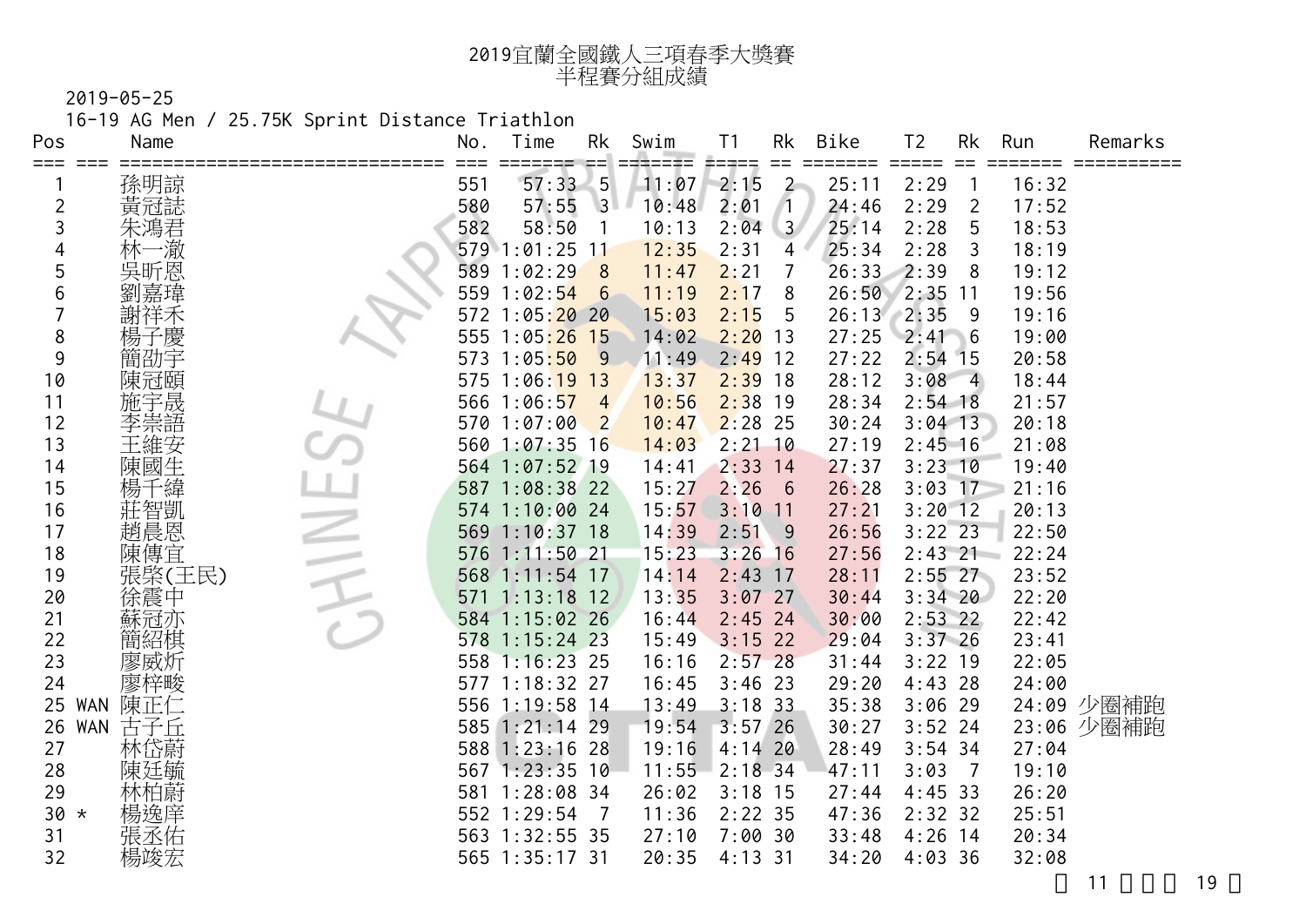# 2019宜蘭全國鐵人三項春季大獎賽
## 半程賽分組成績

2019-05-25

16-19 AG Men / 25.75K Sprint Distance Triathlon

| Pos | | Name | No. | Time | Rk | Swim | T1 | Rk | Bike | T2 | Rk | Run | Remarks |
|---|---|---|---|---|---|---|---|---|---|---|---|---|---|
| 1 | | 孫明諒 | 551 | 57:33 | 5 | 11:07 | 2:15 | 2 | 25:11 | 2:29 | 1 | 16:32 | |
| 2 | | 黃冠誌 | 580 | 57:55 | 3 | 10:48 | 2:01 | 1 | 24:46 | 2:29 | 2 | 17:52 | |
| 3 | | 朱鴻君 | 582 | 58:50 | 1 | 10:13 | 2:04 | 3 | 25:14 | 2:28 | 5 | 18:53 | |
| 4 | | 林一澈 | 579 | 1:01:25 | 11 | 12:35 | 2:31 | 4 | 25:34 | 2:28 | 3 | 18:19 | |
| 5 | | 吳昕恩 | 589 | 1:02:29 | 8 | 11:47 | 2:21 | 7 | 26:33 | 2:39 | 8 | 19:12 | |
| 6 | | 劉嘉瑋 | 559 | 1:02:54 | 6 | 11:19 | 2:17 | 8 | 26:50 | 2:35 | 11 | 19:56 | |
| 7 | | 謝祥禾 | 572 | 1:05:20 | 20 | 15:03 | 2:15 | 5 | 26:13 | 2:35 | 9 | 19:16 | |
| 8 | | 楊子慶 | 555 | 1:05:26 | 15 | 14:02 | 2:20 | 13 | 27:25 | 2:41 | 6 | 19:00 | |
| 9 | | 簡劭宇 | 573 | 1:05:50 | 9 | 11:49 | 2:49 | 12 | 27:22 | 2:54 | 15 | 20:58 | |
| 10 | | 陳冠頤 | 575 | 1:06:19 | 13 | 13:37 | 2:39 | 18 | 28:12 | 3:08 | 4 | 18:44 | |
| 11 | | 施宇晟 | 566 | 1:06:57 | 4 | 10:56 | 2:38 | 19 | 28:34 | 2:54 | 18 | 21:57 | |
| 12 | | 李崇語 | 570 | 1:07:00 | 2 | 10:47 | 2:28 | 25 | 30:24 | 3:04 | 13 | 20:18 | |
| 13 | | 王維安 | 560 | 1:07:35 | 16 | 14:03 | 2:21 | 10 | 27:19 | 2:45 | 16 | 21:08 | |
| 14 | | 陳國生 | 564 | 1:07:52 | 19 | 14:41 | 2:33 | 14 | 27:37 | 3:23 | 10 | 19:40 | |
| 15 | | 楊千緯 | 587 | 1:08:38 | 22 | 15:27 | 2:26 | 6 | 26:28 | 3:03 | 17 | 21:16 | |
| 16 | | 莊智凱 | 574 | 1:10:00 | 24 | 15:57 | 3:10 | 11 | 27:21 | 3:20 | 12 | 20:13 | |
| 17 | | 趙晨恩 | 569 | 1:10:37 | 18 | 14:39 | 2:51 | 9 | 26:56 | 3:22 | 23 | 22:50 | |
| 18 | | 陳傳宜 | 576 | 1:11:50 | 21 | 15:23 | 3:26 | 16 | 27:56 | 2:43 | 21 | 22:24 | |
| 19 | | 張棨(王民) | 568 | 1:11:54 | 17 | 14:14 | 2:43 | 17 | 28:11 | 2:55 | 27 | 23:52 | |
| 20 | | 徐震中 | 571 | 1:13:18 | 12 | 13:35 | 3:07 | 27 | 30:44 | 3:34 | 20 | 22:20 | |
| 21 | | 蘇冠亦 | 584 | 1:15:02 | 26 | 16:44 | 2:45 | 24 | 30:00 | 2:53 | 22 | 22:42 | |
| 22 | | 簡紹棋 | 578 | 1:15:24 | 23 | 15:49 | 3:15 | 22 | 29:04 | 3:37 | 26 | 23:41 | |
| 23 | | 廖威炘 | 558 | 1:16:23 | 25 | 16:16 | 2:57 | 28 | 31:44 | 3:22 | 19 | 22:05 | |
| 24 | | 廖梓畯 | 577 | 1:18:32 | 27 | 16:45 | 3:46 | 23 | 29:20 | 4:43 | 28 | 24:00 | |
| 25 | WAN | 陳正仁 | 556 | 1:19:58 | 14 | 13:49 | 3:18 | 33 | 35:38 | 3:06 | 29 | 24:09 | 少圈補跑 |
| 26 | WAN | 古子丘 | 585 | 1:21:14 | 29 | 19:54 | 3:57 | 26 | 30:27 | 3:52 | 24 | 23:06 | 少圈補跑 |
| 27 | | 林岱蔚 | 588 | 1:23:16 | 28 | 19:16 | 4:14 | 20 | 28:49 | 3:54 | 34 | 27:04 | |
| 28 | | 陳廷毓 | 567 | 1:23:35 | 10 | 11:55 | 2:18 | 34 | 47:11 | 3:03 | 7 | 19:10 | |
| 29 | | 林柏蔚 | 581 | 1:28:08 | 34 | 26:02 | 3:18 | 15 | 27:44 | 4:45 | 33 | 26:20 | |
| 30 | * | 楊逸庠 | 552 | 1:29:54 | 7 | 11:36 | 2:22 | 35 | 47:36 | 2:32 | 32 | 25:51 | |
| 31 | | 張丞佑 | 563 | 1:32:55 | 35 | 27:10 | 7:00 | 30 | 33:48 | 4:26 | 14 | 20:34 | |
| 32 | | 楊竣宏 | 565 | 1:35:17 | 31 | 20:35 | 4:13 | 31 | 34:20 | 4:03 | 36 | 32:08 | |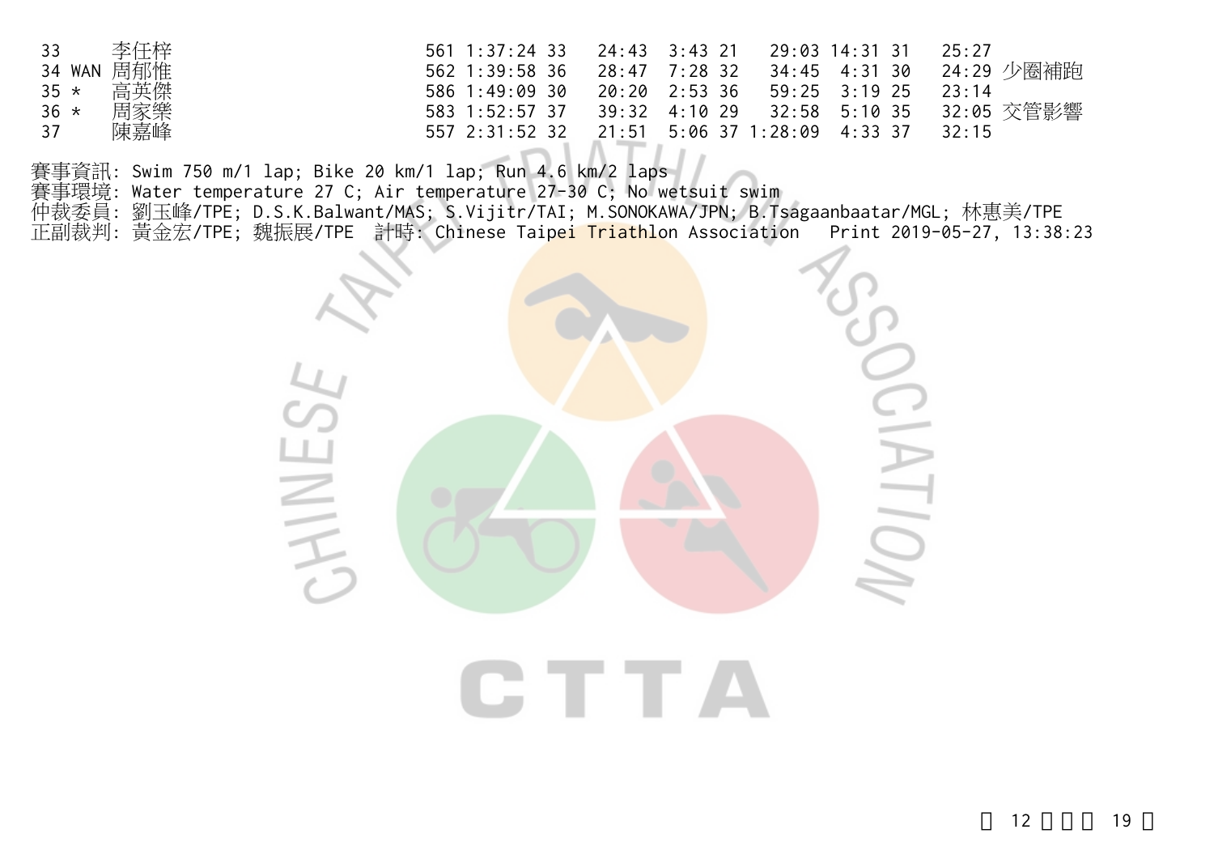| Rank | Status | Name | No. | Total | Pos | Swim | T1 | Pos | Bike | T2 | Pos | Run | Note |
|---|---|---|---|---|---|---|---|---|---|---|---|---|---|
| 33 | | 李任梓 | 561 | 1:37:24 | 33 | 24:43 | 3:43 | 21 | 29:03 | 14:31 | 31 | 25:27 | |
| 34 | WAN | 周郁惟 | 562 | 1:39:58 | 36 | 28:47 | 7:28 | 32 | 34:45 | 4:31 | 30 | 24:29 | 少圈補跑 |
| 35 | * | 高英傑 | 586 | 1:49:09 | 30 | 20:20 | 2:53 | 36 | 59:25 | 3:19 | 25 | 23:14 | |
| 36 | * | 周家樂 | 583 | 1:52:57 | 37 | 39:32 | 4:10 | 29 | 32:58 | 5:10 | 35 | 32:05 | 交管影響 |
| 37 | | 陳嘉峰 | 557 | 2:31:52 | 32 | 21:51 | 5:06 | 37 | 1:28:09 | 4:33 | 37 | 32:15 | |

賽事資訊: Swim 750 m/1 lap; Bike 20 km/1 lap; Run 4.6 km/2 laps
賽事環境: Water temperature 27 C; Air temperature 27-30 C; No wetsuit swim
仲裁委員: 劉玉峰/TPE; D.S.K.Balwant/MAS; S.Vijitr/TAI; M.SONOKAWA/JPN; B.Tsagaanbaatar/MGL; 林惠美/TPE
正副裁判: 黃金宏/TPE; 魏振展/TPE 計時: Chinese Taipei Triathlon Association Print 2019-05-27, 13:38:23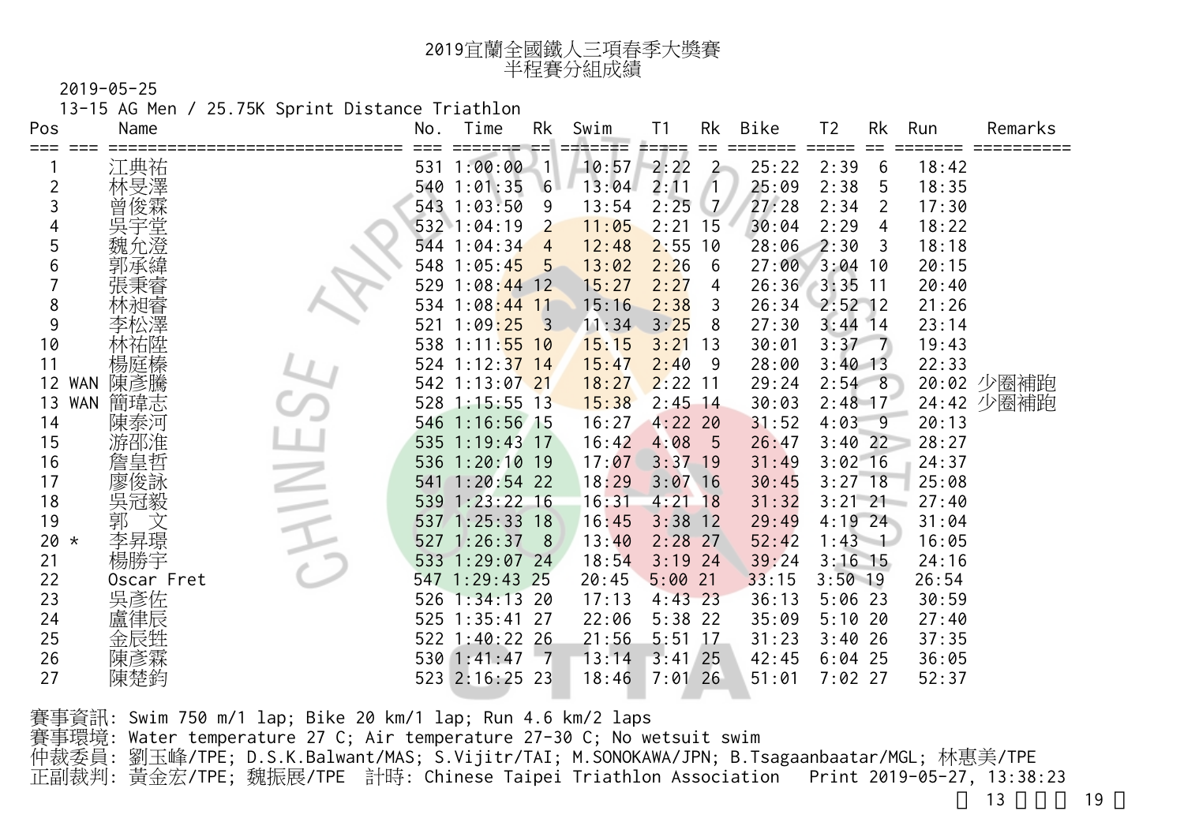# 2019宜蘭全國鐵人三項春季大獎賽
## 半程賽分組成績

2019-05-25

13-15 AG Men / 25.75K Sprint Distance Triathlon

| Pos | | Name | No. | Time | Rk | Swim | T1 | Rk | Bike | T2 | Rk | Run | Remarks |
|---|---|---|---|---|---|---|---|---|---|---|---|---|---|
| 1 | | 江典祐 | 531 | 1:00:00 | 1 | 10:57 | 2:22 | 2 | 25:22 | 2:39 | 6 | 18:42 | |
| 2 | | 林旻澤 | 540 | 1:01:35 | 6 | 13:04 | 2:11 | 1 | 25:09 | 2:38 | 5 | 18:35 | |
| 3 | | 曾俊霖 | 543 | 1:03:50 | 9 | 13:54 | 2:25 | 7 | 27:28 | 2:34 | 2 | 17:30 | |
| 4 | | 吳宇堂 | 532 | 1:04:19 | 2 | 11:05 | 2:21 | 15 | 30:04 | 2:29 | 4 | 18:22 | |
| 5 | | 魏允澄 | 544 | 1:04:34 | 4 | 12:48 | 2:55 | 10 | 28:06 | 2:30 | 3 | 18:18 | |
| 6 | | 郭承緯 | 548 | 1:05:45 | 5 | 13:02 | 2:26 | 6 | 27:00 | 3:04 | 10 | 20:15 | |
| 7 | | 張秉睿 | 529 | 1:08:44 | 12 | 15:27 | 2:27 | 4 | 26:36 | 3:35 | 11 | 20:40 | |
| 8 | | 林昶睿 | 534 | 1:08:44 | 11 | 15:16 | 2:38 | 3 | 26:34 | 2:52 | 12 | 21:26 | |
| 9 | | 李松澤 | 521 | 1:09:25 | 3 | 11:34 | 3:25 | 8 | 27:30 | 3:44 | 14 | 23:14 | |
| 10 | | 林祐陞 | 538 | 1:11:55 | 10 | 15:15 | 3:21 | 13 | 30:01 | 3:37 | 7 | 19:43 | |
| 11 | | 楊庭榛 | 524 | 1:12:37 | 14 | 15:47 | 2:40 | 9 | 28:00 | 3:40 | 13 | 22:33 | |
| 12 | WAN | 陳彥騰 | 542 | 1:13:07 | 21 | 18:27 | 2:22 | 11 | 29:24 | 2:54 | 8 | 20:02 | 少圈補跑 |
| 13 | WAN | 簡瑋志 | 528 | 1:15:55 | 13 | 15:38 | 2:45 | 14 | 30:03 | 2:48 | 17 | 24:42 | 少圈補跑 |
| 14 | | 陳泰河 | 546 | 1:16:56 | 15 | 16:27 | 4:22 | 20 | 31:52 | 4:03 | 9 | 20:13 | |
| 15 | | 游邵淮 | 535 | 1:19:43 | 17 | 16:42 | 4:08 | 5 | 26:47 | 3:40 | 22 | 28:27 | |
| 16 | | 詹皇哲 | 536 | 1:20:10 | 19 | 17:07 | 3:37 | 19 | 31:49 | 3:02 | 16 | 24:37 | |
| 17 | | 廖俊詠 | 541 | 1:20:54 | 22 | 18:29 | 3:07 | 16 | 30:45 | 3:27 | 18 | 25:08 | |
| 18 | | 吳冠毅 | 539 | 1:23:22 | 16 | 16:31 | 4:21 | 18 | 31:32 | 3:21 | 21 | 27:40 | |
| 19 | | 郭　文 | 537 | 1:25:33 | 18 | 16:45 | 3:38 | 12 | 29:49 | 4:19 | 24 | 31:04 | |
| 20 | * | 李昇璟 | 527 | 1:26:37 | 8 | 13:40 | 2:28 | 27 | 52:42 | 1:43 | 1 | 16:05 | |
| 21 | | 楊勝宇 | 533 | 1:29:07 | 24 | 18:54 | 3:19 | 24 | 39:24 | 3:16 | 15 | 24:16 | |
| 22 | | Oscar Fret | 547 | 1:29:43 | 25 | 20:45 | 5:00 | 21 | 33:15 | 3:50 | 19 | 26:54 | |
| 23 | | 吳彥佐 | 526 | 1:34:13 | 20 | 17:13 | 4:43 | 23 | 36:13 | 5:06 | 23 | 30:59 | |
| 24 | | 盧律辰 | 525 | 1:35:41 | 27 | 22:06 | 5:38 | 22 | 35:09 | 5:10 | 20 | 27:40 | |
| 25 | | 金辰甡 | 522 | 1:40:22 | 26 | 21:56 | 5:51 | 17 | 31:23 | 3:40 | 26 | 37:35 | |
| 26 | | 陳彥霖 | 530 | 1:41:47 | 7 | 13:14 | 3:41 | 25 | 42:45 | 6:04 | 25 | 36:05 | |
| 27 | | 陳楚鈞 | 523 | 2:16:25 | 23 | 18:46 | 7:01 | 26 | 51:01 | 7:02 | 27 | 52:37 | |

賽事資訊: Swim 750 m/1 lap; Bike 20 km/1 lap; Run 4.6 km/2 laps

賽事環境: Water temperature 27 C; Air temperature 27-30 C; No wetsuit swim

仲裁委員: 劉玉峰/TPE; D.S.K.Balwant/MAS; S.Vijitr/TAI; M.SONOKAWA/JPN; B.Tsagaanbaatar/MGL; 林惠美/TPE

正副裁判: 黃金宏/TPE; 魏振展/TPE　計時: Chinese Taipei Triathlon Association　Print 2019-05-27, 13:38:23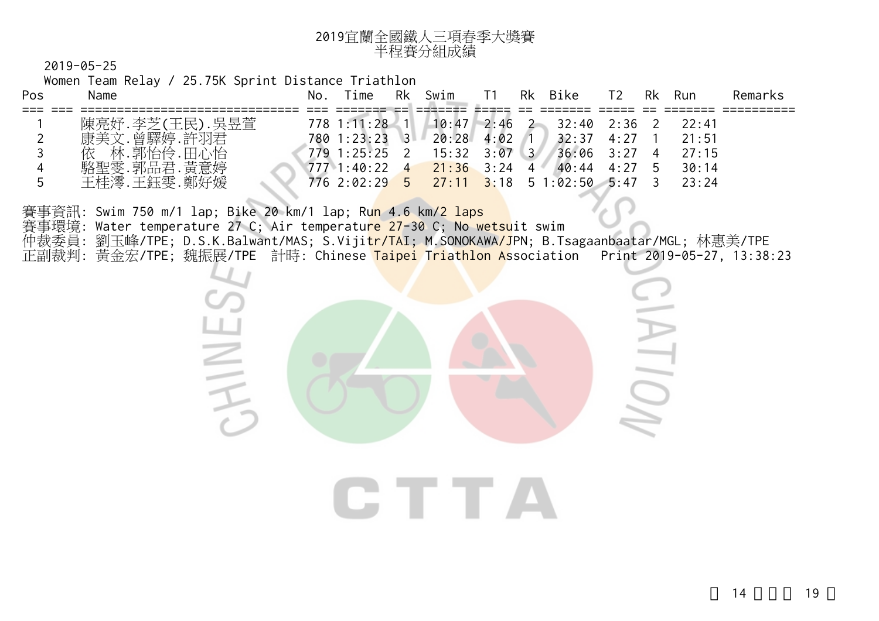# 2019宜蘭全國鐵人三項春季大獎賽
## 半程賽分組成績

2019-05-25

Women Team Relay / 25.75K Sprint Distance Triathlon

| Pos | | Name | No. | Time | Rk | Swim | T1 | Rk | Bike | T2 | Rk | Run | Remarks |
|---|---|---|---|---|---|---|---|---|---|---|---|---|---|
| 1 | | 陳亮妤.李芝(王民).吳昱萱 | 778 | 1:11:28 | 1 | 10:47 | 2:46 | 2 | 32:40 | 2:36 | 2 | 22:41 | |
| 2 | | 康美文.曾驛婷.許羽君 | 780 | 1:23:23 | 3 | 20:28 | 4:02 | 1 | 32:37 | 4:27 | 1 | 21:51 | |
| 3 | | 依　林.郭怡伶.田心怡 | 779 | 1:25:25 | 2 | 15:32 | 3:07 | 3 | 36:06 | 3:27 | 4 | 27:15 | |
| 4 | | 駱聖雯.郭品君.黃意婷 | 777 | 1:40:22 | 4 | 21:36 | 3:24 | 4 | 40:44 | 4:27 | 5 | 30:14 | |
| 5 | | 王桂澪.王鈺雯.鄭妤媛 | 776 | 2:02:29 | 5 | 27:11 | 3:18 | 5 | 1:02:50 | 5:47 | 3 | 23:24 | |

賽事資訊: Swim 750 m/1 lap; Bike 20 km/1 lap; Run 4.6 km/2 laps

賽事環境: Water temperature 27 C; Air temperature 27-30 C; No wetsuit swim

仲裁委員: 劉玉峰/TPE; D.S.K.Balwant/MAS; S.Vijitr/TAI; M.SONOKAWA/JPN; B.Tsagaanbaatar/MGL; 林惠美/TPE

正副裁判: 黃金宏/TPE; 魏振展/TPE　計時: Chinese Taipei Triathlon Association　Print 2019-05-27, 13:38:23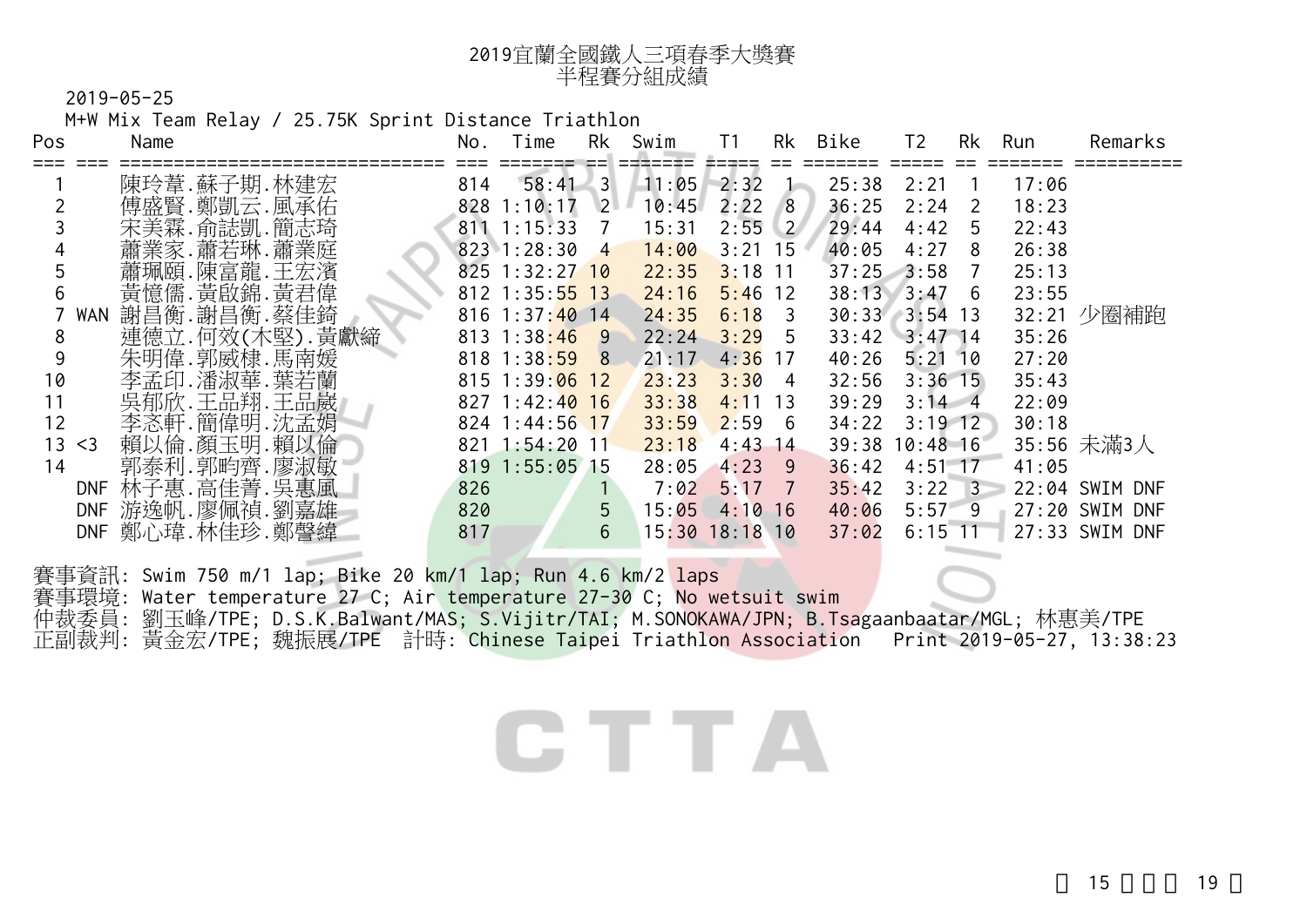# 2019宜蘭全國鐵人三項春季大獎賽
## 半程賽分組成績

2019-05-25

M+W Mix Team Relay / 25.75K Sprint Distance Triathlon

| Pos | | Name | No. | Time | Rk | Swim | T1 | Rk | Bike | T2 | Rk | Run | Remarks |
|---|---|---|---|---|---|---|---|---|---|---|---|---|---|
| 1 | | 陳玲葦.蘇子期.林建宏 | 814 | 58:41 | 3 | 11:05 | 2:32 | 1 | 25:38 | 2:21 | 1 | 17:06 | |
| 2 | | 傅盛賢.鄭凱云.風承佑 | 828 | 1:10:17 | 2 | 10:45 | 2:22 | 8 | 36:25 | 2:24 | 2 | 18:23 | |
| 3 | | 宋美霖.俞誌凱.簡志琦 | 811 | 1:15:33 | 7 | 15:31 | 2:55 | 2 | 29:44 | 4:42 | 5 | 22:43 | |
| 4 | | 蕭業家.蕭若琳.蕭業庭 | 823 | 1:28:30 | 4 | 14:00 | 3:21 | 15 | 40:05 | 4:27 | 8 | 26:38 | |
| 5 | | 蕭珮頤.陳富龍.王宏濱 | 825 | 1:32:27 | 10 | 22:35 | 3:18 | 11 | 37:25 | 3:58 | 7 | 25:13 | |
| 6 | | 黃憶儒.黃啟錦.黃君偉 | 812 | 1:35:55 | 13 | 24:16 | 5:46 | 12 | 38:13 | 3:47 | 6 | 23:55 | |
| 7 | WAN | 謝昌衡.謝昌衡.蔡佳錡 | 816 | 1:37:40 | 14 | 24:35 | 6:18 | 3 | 30:33 | 3:54 | 13 | 32:21 | 少圈補跑 |
| 8 | | 連德立.何效(木堅).黃獻締 | 813 | 1:38:46 | 9 | 22:24 | 3:29 | 5 | 33:42 | 3:47 | 14 | 35:26 | |
| 9 | | 朱明偉.郭威棣.馬南媛 | 818 | 1:38:59 | 8 | 21:17 | 4:36 | 17 | 40:26 | 5:21 | 10 | 27:20 | |
| 10 | | 李孟印.潘淑華.葉若蘭 | 815 | 1:39:06 | 12 | 23:23 | 3:30 | 4 | 32:56 | 3:36 | 15 | 35:43 | |
| 11 | | 吳郁欣.王品翔.王品崴 | 827 | 1:42:40 | 16 | 33:38 | 4:11 | 13 | 39:29 | 3:14 | 4 | 22:09 | |
| 12 | | 李忞軒.簡偉明.沈孟娟 | 824 | 1:44:56 | 17 | 33:59 | 2:59 | 6 | 34:22 | 3:19 | 12 | 30:18 | |
| 13 | <3 | 賴以倫.顏玉明.賴以倫 | 821 | 1:54:20 | 11 | 23:18 | 4:43 | 14 | 39:38 | 10:48 | 16 | 35:56 | 未滿3人 |
| 14 | | 郭泰利.郭畇齊.廖淑敏 | 819 | 1:55:05 | 15 | 28:05 | 4:23 | 9 | 36:42 | 4:51 | 17 | 41:05 | |
| | DNF | 林子惠.高佳菁.吳惠風 | 826 | | 1 | 7:02 | 5:17 | 7 | 35:42 | 3:22 | 3 | 22:04 | SWIM DNF |
| | DNF | 游逸帆.廖佩禎.劉嘉雄 | 820 | | 5 | 15:05 | 4:10 | 16 | 40:06 | 5:57 | 9 | 27:20 | SWIM DNF |
| | DNF | 鄭心瑋.林佳珍.鄭聲緯 | 817 | | 6 | 15:30 | 18:18 | 10 | 37:02 | 6:15 | 11 | 27:33 | SWIM DNF |

賽事資訊: Swim 750 m/1 lap; Bike 20 km/1 lap; Run 4.6 km/2 laps
賽事環境: Water temperature 27 C; Air temperature 27-30 C; No wetsuit swim
仲裁委員: 劉玉峰/TPE; D.S.K.Balwant/MAS; S.Vijitr/TAI; M.SONOKAWA/JPN; B.Tsagaanbaatar/MGL; 林惠美/TPE
正副裁判: 黃金宏/TPE; 魏振展/TPE 計時: Chinese Taipei Triathlon Association Print 2019-05-27, 13:38:23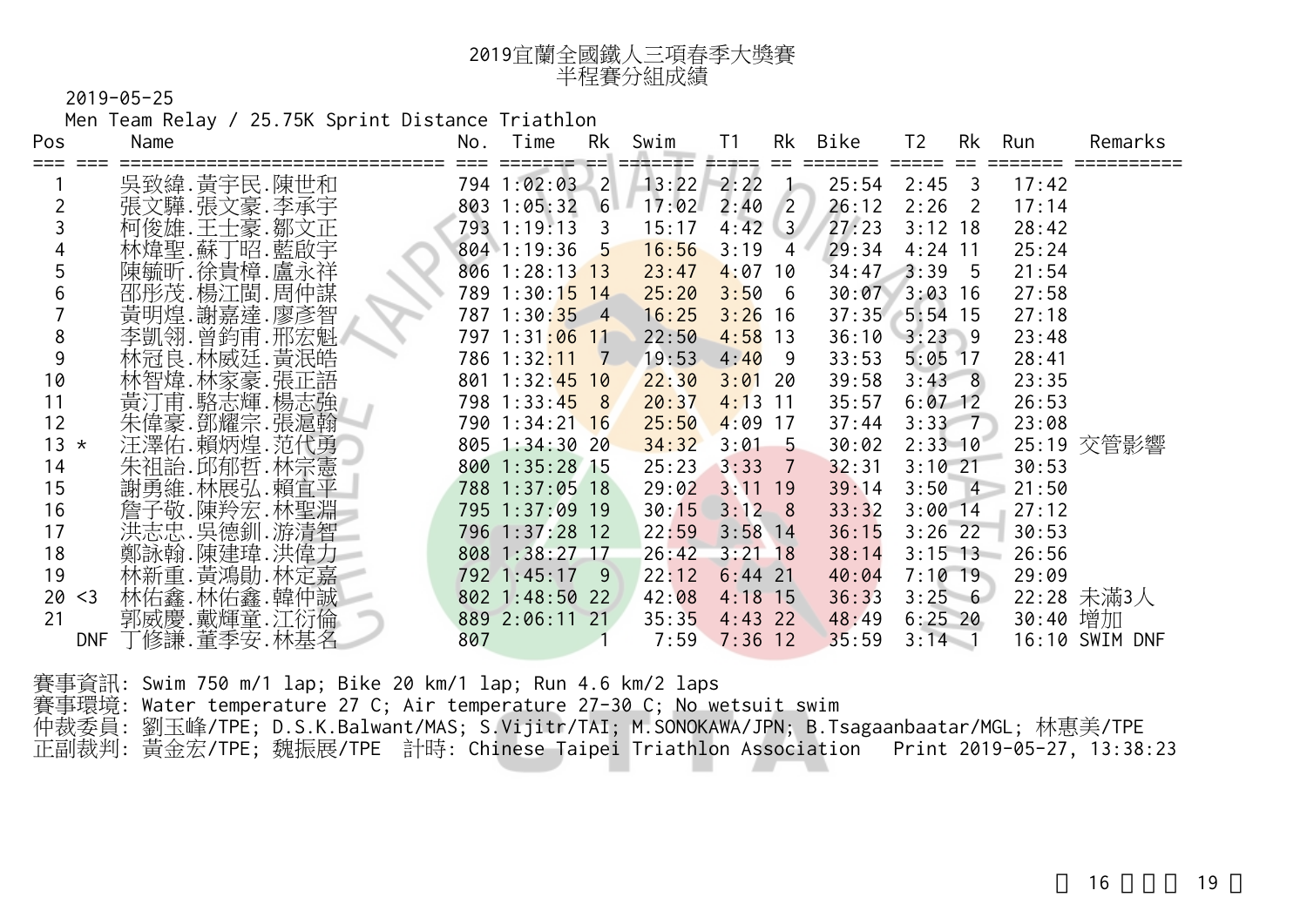# 2019宜蘭全國鐵人三項春季大獎賽
## 半程賽分組成績

2019-05-25

Men Team Relay / 25.75K Sprint Distance Triathlon

| Pos | | Name | No. | Time | Rk | Swim | T1 | Rk | Bike | T2 | Rk | Run | Remarks |
|---|---|---|---|---|---|---|---|---|---|---|---|---|---|
| 1 | | 吳致緯.黃宇民.陳世和 | 794 | 1:02:03 | 2 | 13:22 | 2:22 | 1 | 25:54 | 2:45 | 3 | 17:42 | |
| 2 | | 張文驊.張文豪.李承宇 | 803 | 1:05:32 | 6 | 17:02 | 2:40 | 2 | 26:12 | 2:26 | 2 | 17:14 | |
| 3 | | 柯俊雄.王士豪.鄒文正 | 793 | 1:19:13 | 3 | 15:17 | 4:42 | 3 | 27:23 | 3:12 | 18 | 28:42 | |
| 4 | | 林煒聖.蘇丁昭.藍啟宇 | 804 | 1:19:36 | 5 | 16:56 | 3:19 | 4 | 29:34 | 4:24 | 11 | 25:24 | |
| 5 | | 陳毓昕.徐貴樟.盧永祥 | 806 | 1:28:13 | 13 | 23:47 | 4:07 | 10 | 34:47 | 3:39 | 5 | 21:54 | |
| 6 | | 邵彤茂.楊江閩.周仲謀 | 789 | 1:30:15 | 14 | 25:20 | 3:50 | 6 | 30:07 | 3:03 | 16 | 27:58 | |
| 7 | | 黃明煌.謝嘉達.廖彥智 | 787 | 1:30:35 | 4 | 16:25 | 3:26 | 16 | 37:35 | 5:54 | 15 | 27:18 | |
| 8 | | 李凱翎.曾鈞甫.邢宏魁 | 797 | 1:31:06 | 11 | 22:50 | 4:58 | 13 | 36:10 | 3:23 | 9 | 23:48 | |
| 9 | | 林冠良.林威廷.黃泯皓 | 786 | 1:32:11 | 7 | 19:53 | 4:40 | 9 | 33:53 | 5:05 | 17 | 28:41 | |
| 10 | | 林智煒.林家豪.張正語 | 801 | 1:32:45 | 10 | 22:30 | 3:01 | 20 | 39:58 | 3:43 | 8 | 23:35 | |
| 11 | | 黃汀甫.駱志輝.楊志強 | 798 | 1:33:45 | 8 | 20:37 | 4:13 | 11 | 35:57 | 6:07 | 12 | 26:53 | |
| 12 | | 朱偉豪.鄧耀宗.張滬翰 | 790 | 1:34:21 | 16 | 25:50 | 4:09 | 17 | 37:44 | 3:33 | 7 | 23:08 | |
| 13 | * | 汪澤佑.賴炳煌.范代勇 | 805 | 1:34:30 | 20 | 34:32 | 3:01 | 5 | 30:02 | 2:33 | 10 | 25:19 | 交管影響 |
| 14 | | 朱祖詒.邱郁哲.林宗憲 | 800 | 1:35:28 | 15 | 25:23 | 3:33 | 7 | 32:31 | 3:10 | 21 | 30:53 | |
| 15 | | 謝勇維.林展弘.賴宣平 | 788 | 1:37:05 | 18 | 29:02 | 3:11 | 19 | 39:14 | 3:50 | 4 | 21:50 | |
| 16 | | 詹子敬.陳羚宏.林聖淵 | 795 | 1:37:09 | 19 | 30:15 | 3:12 | 8 | 33:32 | 3:00 | 14 | 27:12 | |
| 17 | | 洪志忠.吳德釧.游清智 | 796 | 1:37:28 | 12 | 22:59 | 3:58 | 14 | 36:15 | 3:26 | 22 | 30:53 | |
| 18 | | 鄭詠翰.陳建瑋.洪偉力 | 808 | 1:38:27 | 17 | 26:42 | 3:21 | 18 | 38:14 | 3:15 | 13 | 26:56 | |
| 19 | | 林新重.黃鴻勛.林定嘉 | 792 | 1:45:17 | 9 | 22:12 | 6:44 | 21 | 40:04 | 7:10 | 19 | 29:09 | |
| 20 | <3 | 林佑鑫.林佑鑫.韓仲誠 | 802 | 1:48:50 | 22 | 42:08 | 4:18 | 15 | 36:33 | 3:25 | 6 | 22:28 | 未滿3人 |
| 21 | | 郭威慶.戴輝童.江衍倫 | 889 | 2:06:11 | 21 | 35:35 | 4:43 | 22 | 48:49 | 6:25 | 20 | 30:40 | 增加 |
| | DNF | 丁修謙.董季安.林基名 | 807 | | 1 | 7:59 | 7:36 | 12 | 35:59 | 3:14 | 1 | 16:10 | SWIM DNF |

賽事資訊: Swim 750 m/1 lap; Bike 20 km/1 lap; Run 4.6 km/2 laps
賽事環境: Water temperature 27 C; Air temperature 27-30 C; No wetsuit swim
仲裁委員: 劉玉峰/TPE; D.S.K.Balwant/MAS; S.Vijitr/TAI; M.SONOKAWA/JPN; B.Tsagaanbaatar/MGL; 林惠美/TPE
正副裁判: 黃金宏/TPE; 魏振展/TPE　計時: Chinese Taipei Triathlon Association　Print 2019-05-27, 13:38:23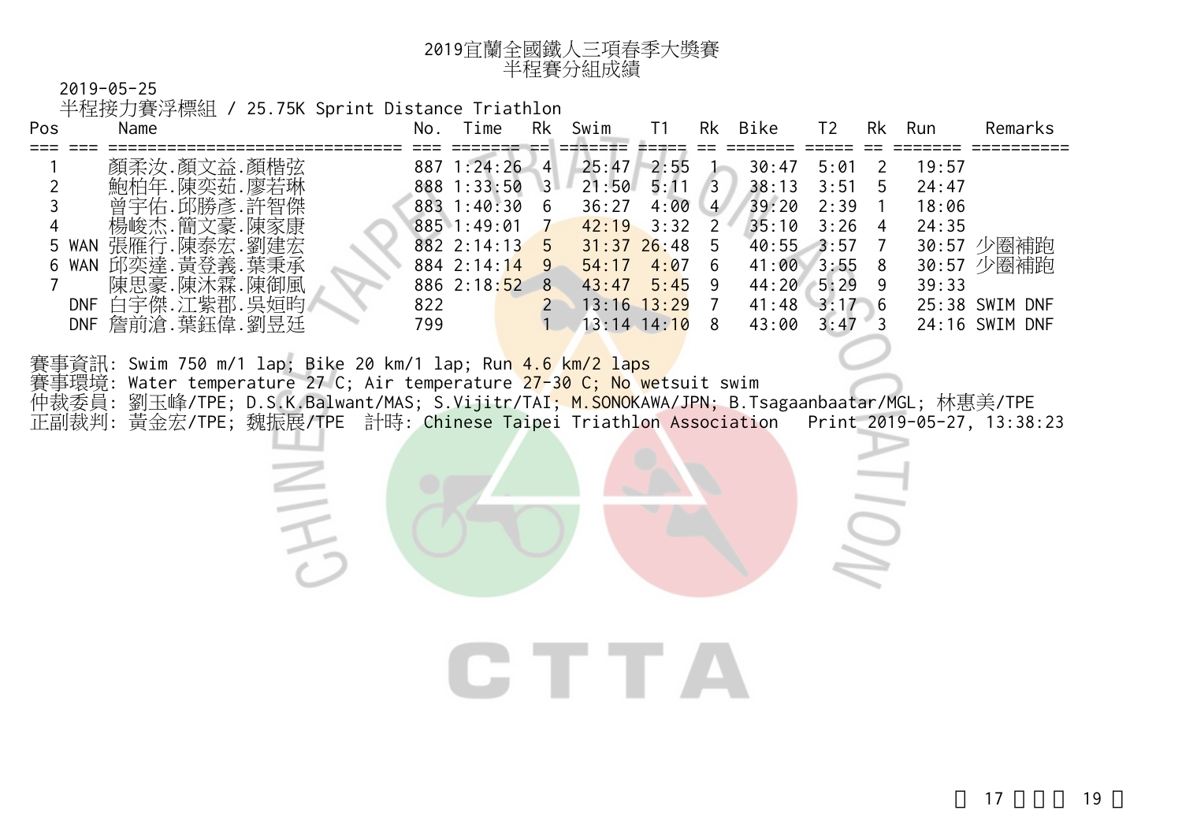# 2019宜蘭全國鐵人三項春季大獎賽
## 半程賽分組成績

2019-05-25

半程接力賽浮標組 / 25.75K Sprint Distance Triathlon

| Pos | | Name | No. | Time | Rk | Swim | T1 | Rk | Bike | T2 | Rk | Run | Remarks |
|---|---|---|---|---|---|---|---|---|---|---|---|---|---|
| 1 | | 顏柔汝.顏文益.顏楷弦 | 887 | 1:24:26 | 4 | 25:47 | 2:55 | 1 | 30:47 | 5:01 | 2 | 19:57 | |
| 2 | | 鮑柏年.陳奕茹.廖若琳 | 888 | 1:33:50 | 3 | 21:50 | 5:11 | 3 | 38:13 | 3:51 | 5 | 24:47 | |
| 3 | | 曾宇佑.邱勝彥.許智傑 | 883 | 1:40:30 | 6 | 36:27 | 4:00 | 4 | 39:20 | 2:39 | 1 | 18:06 | |
| 4 | | 楊峻杰.簡文豪.陳家康 | 885 | 1:49:01 | 7 | 42:19 | 3:32 | 2 | 35:10 | 3:26 | 4 | 24:35 | |
| 5 | WAN | 張雁行.陳泰宏.劉建宏 | 882 | 2:14:13 | 5 | 31:37 | 26:48 | 5 | 40:55 | 3:57 | 7 | 30:57 | 少圈補跑 |
| 6 | WAN | 邱奕達.黃登義.葉秉承 | 884 | 2:14:14 | 9 | 54:17 | 4:07 | 6 | 41:00 | 3:55 | 8 | 30:57 | 少圈補跑 |
| 7 | | 陳思豪.陳沐霖.陳御風 | 886 | 2:18:52 | 8 | 43:47 | 5:45 | 9 | 44:20 | 5:29 | 9 | 39:33 | |
| | DNF | 白宇傑.江紫郡.吳姮昀 | 822 | | 2 | 13:16 | 13:29 | 7 | 41:48 | 3:17 | 6 | 25:38 | SWIM DNF |
| | DNF | 詹前滄.葉鈺偉.劉昱廷 | 799 | | 1 | 13:14 | 14:10 | 8 | 43:00 | 3:47 | 3 | 24:16 | SWIM DNF |

賽事資訊: Swim 750 m/1 lap; Bike 20 km/1 lap; Run 4.6 km/2 laps
賽事環境: Water temperature 27 C; Air temperature 27-30 C; No wetsuit swim
仲裁委員: 劉玉峰/TPE; D.S.K.Balwant/MAS; S.Vijitr/TAI; M.SONOKAWA/JPN; B.Tsagaanbaatar/MGL; 林惠美/TPE
正副裁判: 黃金宏/TPE; 魏振展/TPE 計時: Chinese Taipei Triathlon Association Print 2019-05-27, 13:38:23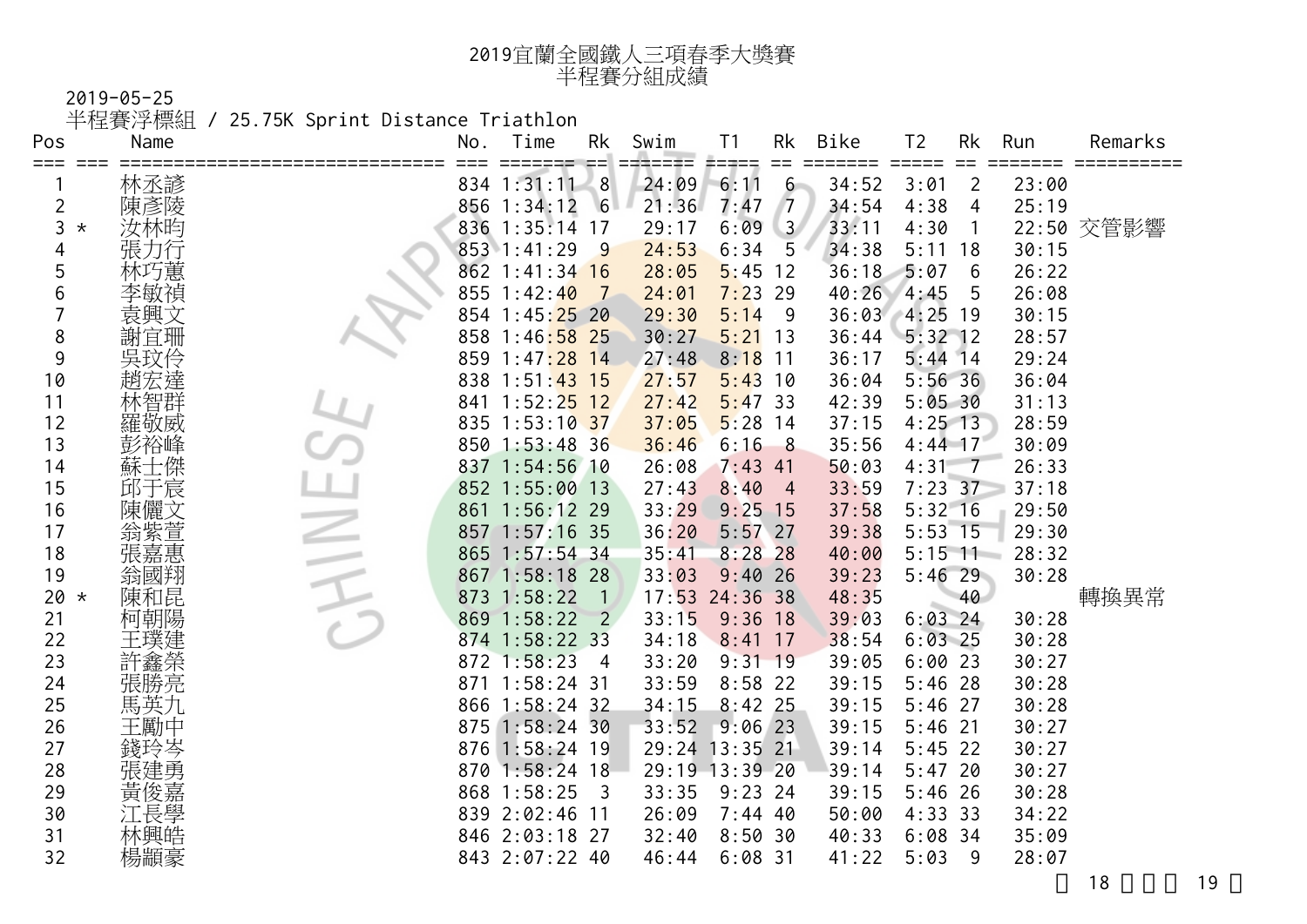# 2019宜蘭全國鐵人三項春季大獎賽
## 半程賽分組成績

2019-05-25

半程賽浮標組 / 25.75K Sprint Distance Triathlon

| Pos | | Name | No. | Time | Rk | Swim | T1 | Rk | Bike | T2 | Rk | Run | Remarks |
|---|---|---|---|---|---|---|---|---|---|---|---|---|---|
| 1 | | 林丞諺 | 834 | 1:31:11 | 8 | 24:09 | 6:11 | 6 | 34:52 | 3:01 | 2 | 23:00 | |
| 2 | | 陳彥陵 | 856 | 1:34:12 | 6 | 21:36 | 7:47 | 7 | 34:54 | 4:38 | 4 | 25:19 | |
| 3 | * | 汝林昀 | 836 | 1:35:14 | 17 | 29:17 | 6:09 | 3 | 33:11 | 4:30 | 1 | 22:50 | 交管影響 |
| 4 | | 張力行 | 853 | 1:41:29 | 9 | 24:53 | 6:34 | 5 | 34:38 | 5:11 | 18 | 30:15 | |
| 5 | | 林巧蕙 | 862 | 1:41:34 | 16 | 28:05 | 5:45 | 12 | 36:18 | 5:07 | 6 | 26:22 | |
| 6 | | 李敏禎 | 855 | 1:42:40 | 7 | 24:01 | 7:23 | 29 | 40:26 | 4:45 | 5 | 26:08 | |
| 7 | | 袁興文 | 854 | 1:45:25 | 20 | 29:30 | 5:14 | 9 | 36:03 | 4:25 | 19 | 30:15 | |
| 8 | | 謝宜珊 | 858 | 1:46:58 | 25 | 30:27 | 5:21 | 13 | 36:44 | 5:32 | 12 | 28:57 | |
| 9 | | 吳玟伶 | 859 | 1:47:28 | 14 | 27:48 | 8:18 | 11 | 36:17 | 5:44 | 14 | 29:24 | |
| 10 | | 趙宏達 | 838 | 1:51:43 | 15 | 27:57 | 5:43 | 10 | 36:04 | 5:56 | 36 | 36:04 | |
| 11 | | 林智群 | 841 | 1:52:25 | 12 | 27:42 | 5:47 | 33 | 42:39 | 5:05 | 30 | 31:13 | |
| 12 | | 羅敬威 | 835 | 1:53:10 | 37 | 37:05 | 5:28 | 14 | 37:15 | 4:25 | 13 | 28:59 | |
| 13 | | 彭裕峰 | 850 | 1:53:48 | 36 | 36:46 | 6:16 | 8 | 35:56 | 4:44 | 17 | 30:09 | |
| 14 | | 蘇士傑 | 837 | 1:54:56 | 10 | 26:08 | 7:43 | 41 | 50:03 | 4:31 | 7 | 26:33 | |
| 15 | | 邱于宸 | 852 | 1:55:00 | 13 | 27:43 | 8:40 | 4 | 33:59 | 7:23 | 37 | 37:18 | |
| 16 | | 陳儷文 | 861 | 1:56:12 | 29 | 33:29 | 9:25 | 15 | 37:58 | 5:32 | 16 | 29:50 | |
| 17 | | 翁紫萱 | 857 | 1:57:16 | 35 | 36:20 | 5:57 | 27 | 39:38 | 5:53 | 15 | 29:30 | |
| 18 | | 張嘉惠 | 865 | 1:57:54 | 34 | 35:41 | 8:28 | 28 | 40:00 | 5:15 | 11 | 28:32 | |
| 19 | | 翁國翔 | 867 | 1:58:18 | 28 | 33:03 | 9:40 | 26 | 39:23 | 5:46 | 29 | 30:28 | |
| 20 | * | 陳和昆 | 873 | 1:58:22 | 1 | 17:53 | 24:36 | 38 | 48:35 | | 40 | | 轉換異常 |
| 21 | | 柯朝陽 | 869 | 1:58:22 | 2 | 33:15 | 9:36 | 18 | 39:03 | 6:03 | 24 | 30:28 | |
| 22 | | 王璞建 | 874 | 1:58:22 | 33 | 34:18 | 8:41 | 17 | 38:54 | 6:03 | 25 | 30:28 | |
| 23 | | 許鑫榮 | 872 | 1:58:23 | 4 | 33:20 | 9:31 | 19 | 39:05 | 6:00 | 23 | 30:27 | |
| 24 | | 張勝亮 | 871 | 1:58:24 | 31 | 33:59 | 8:58 | 22 | 39:15 | 5:46 | 28 | 30:28 | |
| 25 | | 馬英九 | 866 | 1:58:24 | 32 | 34:15 | 8:42 | 25 | 39:15 | 5:46 | 27 | 30:28 | |
| 26 | | 王勵中 | 875 | 1:58:24 | 30 | 33:52 | 9:06 | 23 | 39:15 | 5:46 | 21 | 30:27 | |
| 27 | | 錢玲岑 | 876 | 1:58:24 | 19 | 29:24 | 13:35 | 21 | 39:14 | 5:45 | 22 | 30:27 | |
| 28 | | 張建勇 | 870 | 1:58:24 | 18 | 29:19 | 13:39 | 20 | 39:14 | 5:47 | 20 | 30:27 | |
| 29 | | 黃俊嘉 | 868 | 1:58:25 | 3 | 33:35 | 9:23 | 24 | 39:15 | 5:46 | 26 | 30:28 | |
| 30 | | 江長學 | 839 | 2:02:46 | 11 | 26:09 | 7:44 | 40 | 50:00 | 4:33 | 33 | 34:22 | |
| 31 | | 林興皓 | 846 | 2:03:18 | 27 | 32:40 | 8:50 | 30 | 40:33 | 6:08 | 34 | 35:09 | |
| 32 | | 楊顓豪 | 843 | 2:07:22 | 40 | 46:44 | 6:08 | 31 | 41:22 | 5:03 | 9 | 28:07 | |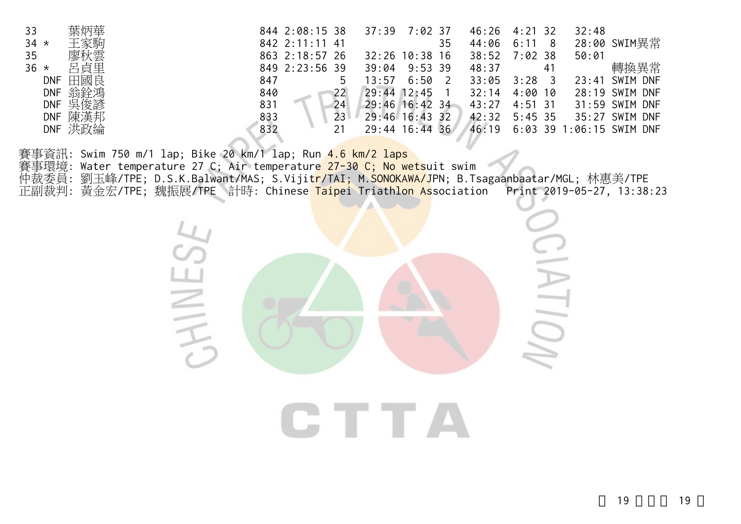| | | | | | | | | | | | | | |
|---|---|---|---|---|---|---|---|---|---|---|---|---|---|
| 33 | | 葉炳華 | 844 | 2:08:15 | 38 | 37:39 | 7:02 | 37 | 46:26 | 4:21 | 32 | 32:48 | |
| 34 | * | 王家駒 | 842 | 2:11:11 | 41 | | | 35 | 44:06 | 6:11 | 8 | 28:00 | SWIM異常 |
| 35 | | 廖秋雲 | 863 | 2:18:57 | 26 | 32:26 | 10:38 | 16 | 38:52 | 7:02 | 38 | 50:01 | |
| 36 | * | 呂貞里 | 849 | 2:23:56 | 39 | 39:04 | 9:53 | 39 | 48:37 | | 41 | | 轉換異常 |
| DNF | | 田國良 | 847 | | 5 | 13:57 | 6:50 | 2 | 33:05 | 3:28 | 3 | 23:41 | SWIM DNF |
| DNF | | 翁銓鴻 | 840 | | 22 | 29:44 | 12:45 | 1 | 32:14 | 4:00 | 10 | 28:19 | SWIM DNF |
| DNF | | 吳俊諺 | 831 | | 24 | 29:46 | 16:42 | 34 | 43:27 | 4:51 | 31 | 31:59 | SWIM DNF |
| DNF | | 陳漢邦 | 833 | | 23 | 29:46 | 16:43 | 32 | 42:32 | 5:45 | 35 | 35:27 | SWIM DNF |
| DNF | | 洪政綸 | 832 | | 21 | 29:44 | 16:44 | 36 | 46:19 | 6:03 | 39 | 1:06:15 | SWIM DNF |

賽事資訊: Swim 750 m/1 lap; Bike 20 km/1 lap; Run 4.6 km/2 laps
賽事環境: Water temperature 27 C; Air temperature 27-30 C; No wetsuit swim
仲裁委員: 劉玉峰/TPE; D.S.K.Balwant/MAS; S.Vijitr/TAI; M.SONOKAWA/JPN; B.Tsagaanbaatar/MGL; 林惠美/TPE
正副裁判: 黃金宏/TPE; 魏振展/TPE 計時: Chinese Taipei Triathlon Association Print 2019-05-27, 13:38:23